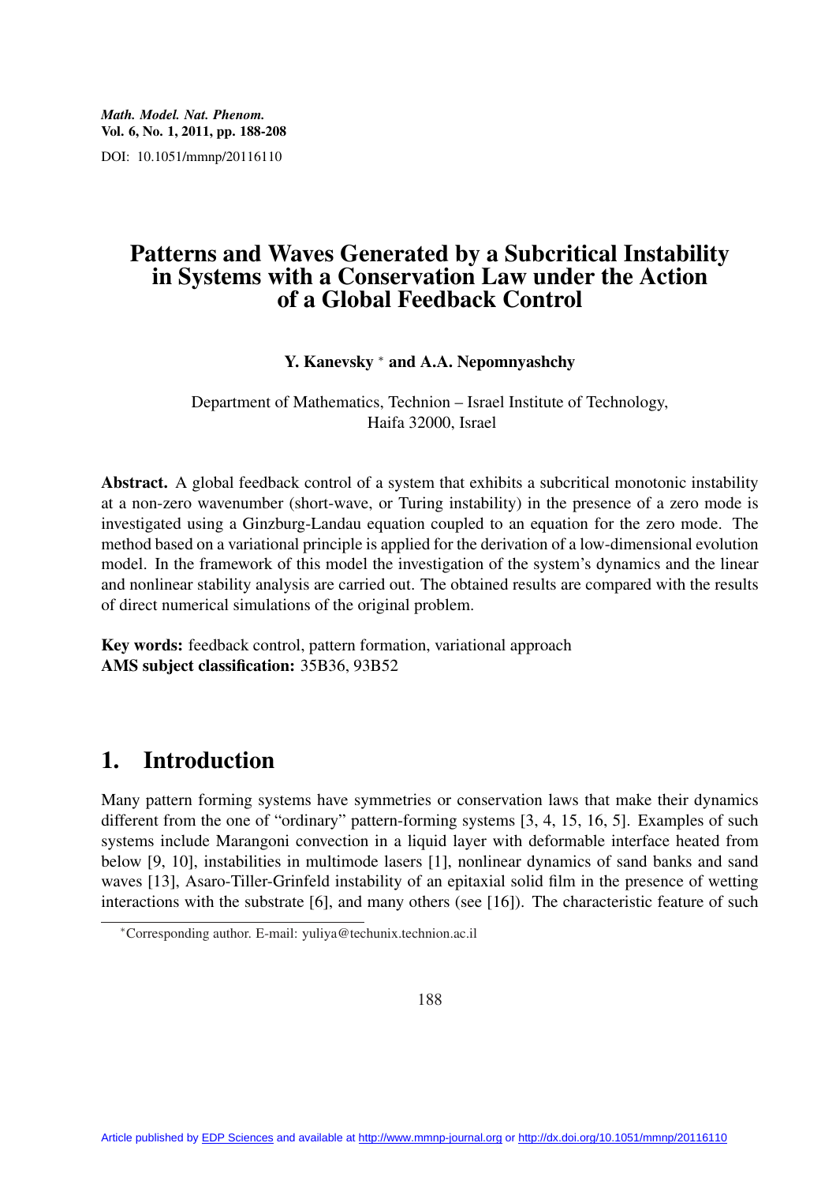# Patterns and Waves Generated by a Subcritical Instability in Systems with a Conservation Law under the Action of a Global Feedback Control

**Y. Kanevsky** * **and A.A. Nepomnyashchy**

Department of Mathematics, Technion – Israel Institute of Technology, Haifa 32000, Israel

**Abstract.** A global feedback control of a system that exhibits a subcritical monotonic instability at a non-zero wavenumber (short-wave, or Turing instability) in the presence of a zero mode is investigated using a Ginzburg-Landau equation coupled to an equation for the zero mode. The method based on a variational principle is applied for the derivation of a low-dimensional evolution model. In the framework of this model the investigation of the system's dynamics and the linear and nonlinear stability analysis are carried out. The obtained results are compared with the results of direct numerical simulations of the original problem.

**Key words:** feedback control, pattern formation, variational approach
**AMS subject classification:** 35B36, 93B52

## 1. Introduction

Many pattern forming systems have symmetries or conservation laws that make their dynamics different from the one of "ordinary" pattern-forming systems [3, 4, 15, 16, 5]. Examples of such systems include Marangoni convection in a liquid layer with deformable interface heated from below [9, 10], instabilities in multimode lasers [1], nonlinear dynamics of sand banks and sand waves [13], Asaro-Tiller-Grinfeld instability of an epitaxial solid film in the presence of wetting interactions with the substrate [6], and many others (see [16]). The characteristic feature of such

*Corresponding author. E-mail: yuliya@techunix.technion.ac.il

Article published by EDP Sciences and available at http://www.mmnp-journal.org or http://dx.doi.org/10.1051/mmnp/20116110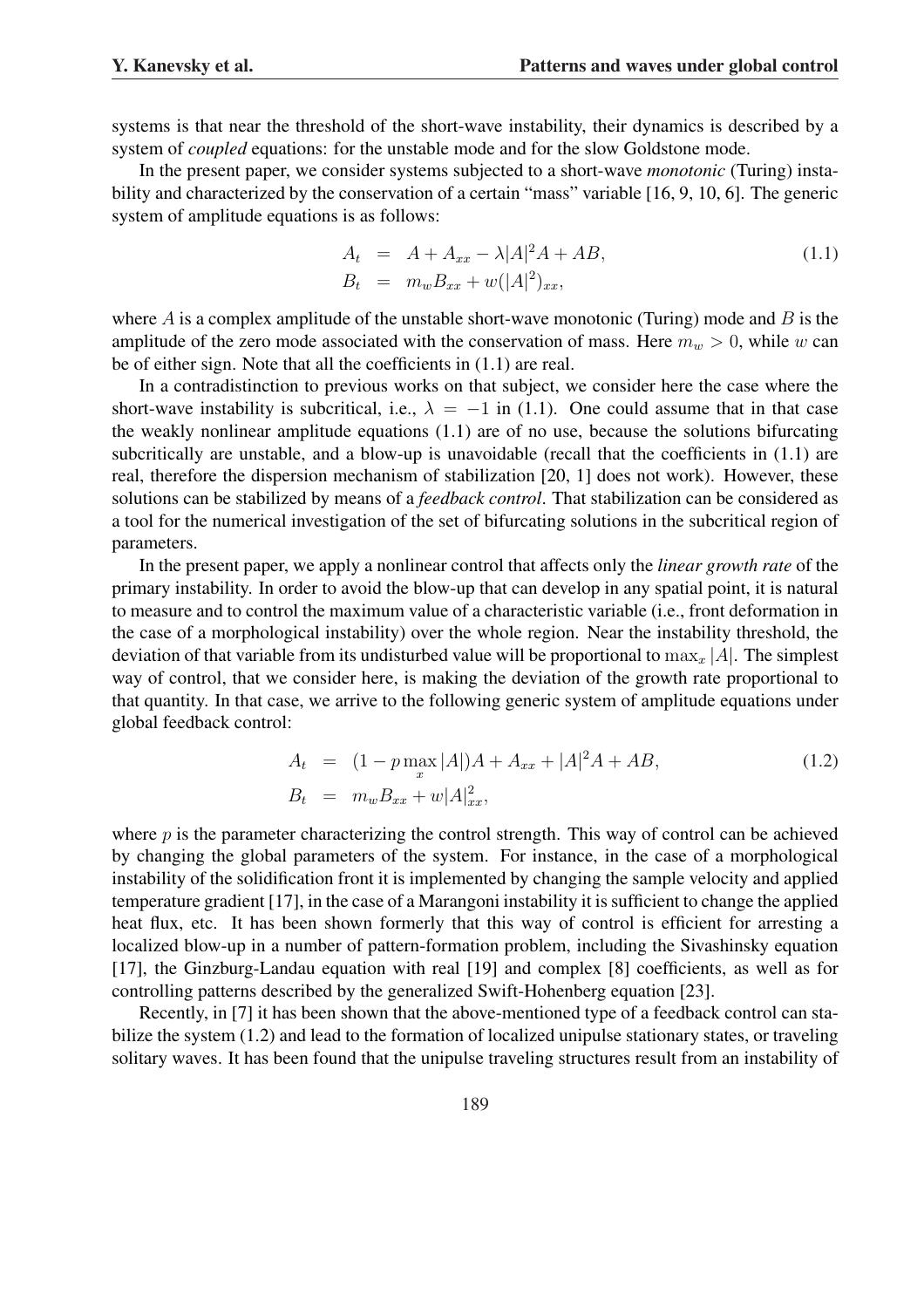systems is that near the threshold of the short-wave instability, their dynamics is described by a system of *coupled* equations: for the unstable mode and for the slow Goldstone mode.

In the present paper, we consider systems subjected to a short-wave *monotonic* (Turing) instability and characterized by the conservation of a certain "mass" variable [16, 9, 10, 6]. The generic system of amplitude equations is as follows:

$$
\begin{aligned}
A_t &= A + A_{xx} - \lambda |A|^2 A + AB, \\
B_t &= m_w B_{xx} + w(|A|^2)_{xx},
\end{aligned}
\tag{1.1}
$$

where $A$ is a complex amplitude of the unstable short-wave monotonic (Turing) mode and $B$ is the amplitude of the zero mode associated with the conservation of mass. Here $m_w > 0$, while $w$ can be of either sign. Note that all the coefficients in (1.1) are real.

In a contradistinction to previous works on that subject, we consider here the case where the short-wave instability is subcritical, i.e., $\lambda = -1$ in (1.1). One could assume that in that case the weakly nonlinear amplitude equations (1.1) are of no use, because the solutions bifurcating subcritically are unstable, and a blow-up is unavoidable (recall that the coefficients in (1.1) are real, therefore the dispersion mechanism of stabilization [20, 1] does not work). However, these solutions can be stabilized by means of a *feedback control*. That stabilization can be considered as a tool for the numerical investigation of the set of bifurcating solutions in the subcritical region of parameters.

In the present paper, we apply a nonlinear control that affects only the *linear growth rate* of the primary instability. In order to avoid the blow-up that can develop in any spatial point, it is natural to measure and to control the maximum value of a characteristic variable (i.e., front deformation in the case of a morphological instability) over the whole region. Near the instability threshold, the deviation of that variable from its undisturbed value will be proportional to $\max_x |A|$. The simplest way of control, that we consider here, is making the deviation of the growth rate proportional to that quantity. In that case, we arrive to the following generic system of amplitude equations under global feedback control:

$$
\begin{aligned}
A_t &= (1 - p \max_x |A|) A + A_{xx} + |A|^2 A + AB, \\
B_t &= m_w B_{xx} + w|A|^2_{xx},
\end{aligned}
\tag{1.2}
$$

where $p$ is the parameter characterizing the control strength. This way of control can be achieved by changing the global parameters of the system. For instance, in the case of a morphological instability of the solidification front it is implemented by changing the sample velocity and applied temperature gradient [17], in the case of a Marangoni instability it is sufficient to change the applied heat flux, etc. It has been shown formerly that this way of control is efficient for arresting a localized blow-up in a number of pattern-formation problem, including the Sivashinsky equation [17], the Ginzburg-Landau equation with real [19] and complex [8] coefficients, as well as for controlling patterns described by the generalized Swift-Hohenberg equation [23].

Recently, in [7] it has been shown that the above-mentioned type of a feedback control can stabilize the system (1.2) and lead to the formation of localized unipulse stationary states, or traveling solitary waves. It has been found that the unipulse traveling structures result from an instability of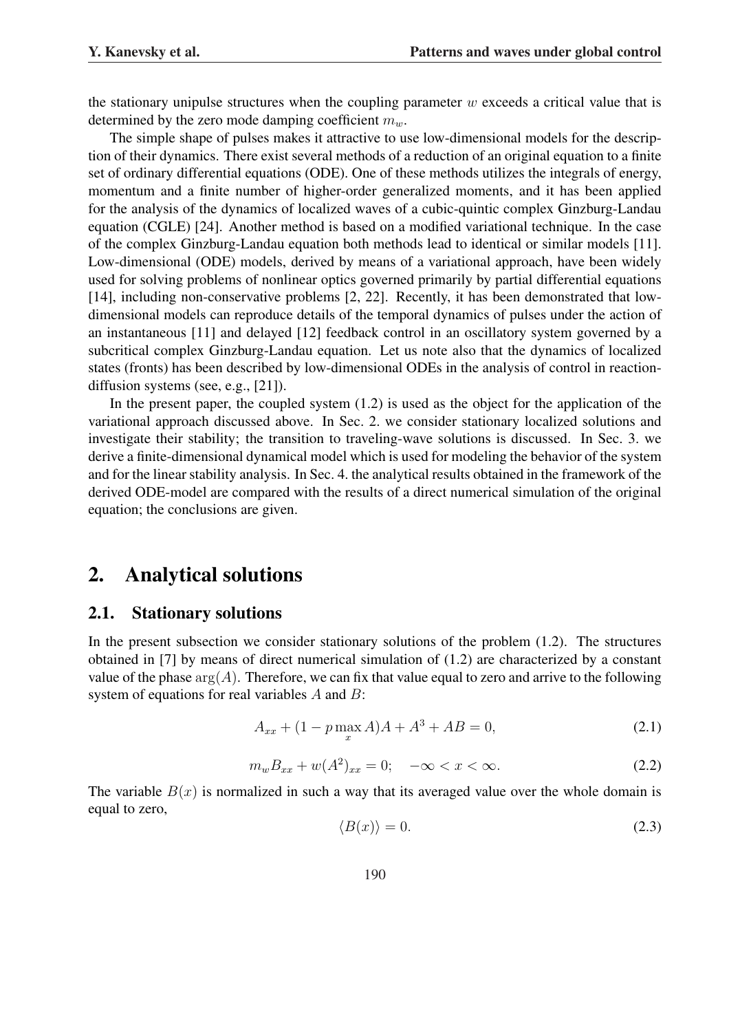the stationary unipulse structures when the coupling parameter $w$ exceeds a critical value that is determined by the zero mode damping coefficient $m_w$.

The simple shape of pulses makes it attractive to use low-dimensional models for the description of their dynamics. There exist several methods of a reduction of an original equation to a finite set of ordinary differential equations (ODE). One of these methods utilizes the integrals of energy, momentum and a finite number of higher-order generalized moments, and it has been applied for the analysis of the dynamics of localized waves of a cubic-quintic complex Ginzburg-Landau equation (CGLE) [24]. Another method is based on a modified variational technique. In the case of the complex Ginzburg-Landau equation both methods lead to identical or similar models [11]. Low-dimensional (ODE) models, derived by means of a variational approach, have been widely used for solving problems of nonlinear optics governed primarily by partial differential equations [14], including non-conservative problems [2, 22]. Recently, it has been demonstrated that low-dimensional models can reproduce details of the temporal dynamics of pulses under the action of an instantaneous [11] and delayed [12] feedback control in an oscillatory system governed by a subcritical complex Ginzburg-Landau equation. Let us note also that the dynamics of localized states (fronts) has been described by low-dimensional ODEs in the analysis of control in reaction-diffusion systems (see, e.g., [21]).

In the present paper, the coupled system (1.2) is used as the object for the application of the variational approach discussed above. In Sec. 2. we consider stationary localized solutions and investigate their stability; the transition to traveling-wave solutions is discussed. In Sec. 3. we derive a finite-dimensional dynamical model which is used for modeling the behavior of the system and for the linear stability analysis. In Sec. 4. the analytical results obtained in the framework of the derived ODE-model are compared with the results of a direct numerical simulation of the original equation; the conclusions are given.

## 2. Analytical solutions

### 2.1. Stationary solutions

In the present subsection we consider stationary solutions of the problem (1.2). The structures obtained in [7] by means of direct numerical simulation of (1.2) are characterized by a constant value of the phase $\arg(A)$. Therefore, we can fix that value equal to zero and arrive to the following system of equations for real variables $A$ and $B$:

$$A_{xx} + (1 - p \max_x A)A + A^3 + AB = 0, \tag{2.1}$$

$$m_w B_{xx} + w(A^2)_{xx} = 0; \quad -\infty < x < \infty. \tag{2.2}$$

The variable $B(x)$ is normalized in such a way that its averaged value over the whole domain is equal to zero,

$$\langle B(x) \rangle = 0. \tag{2.3}$$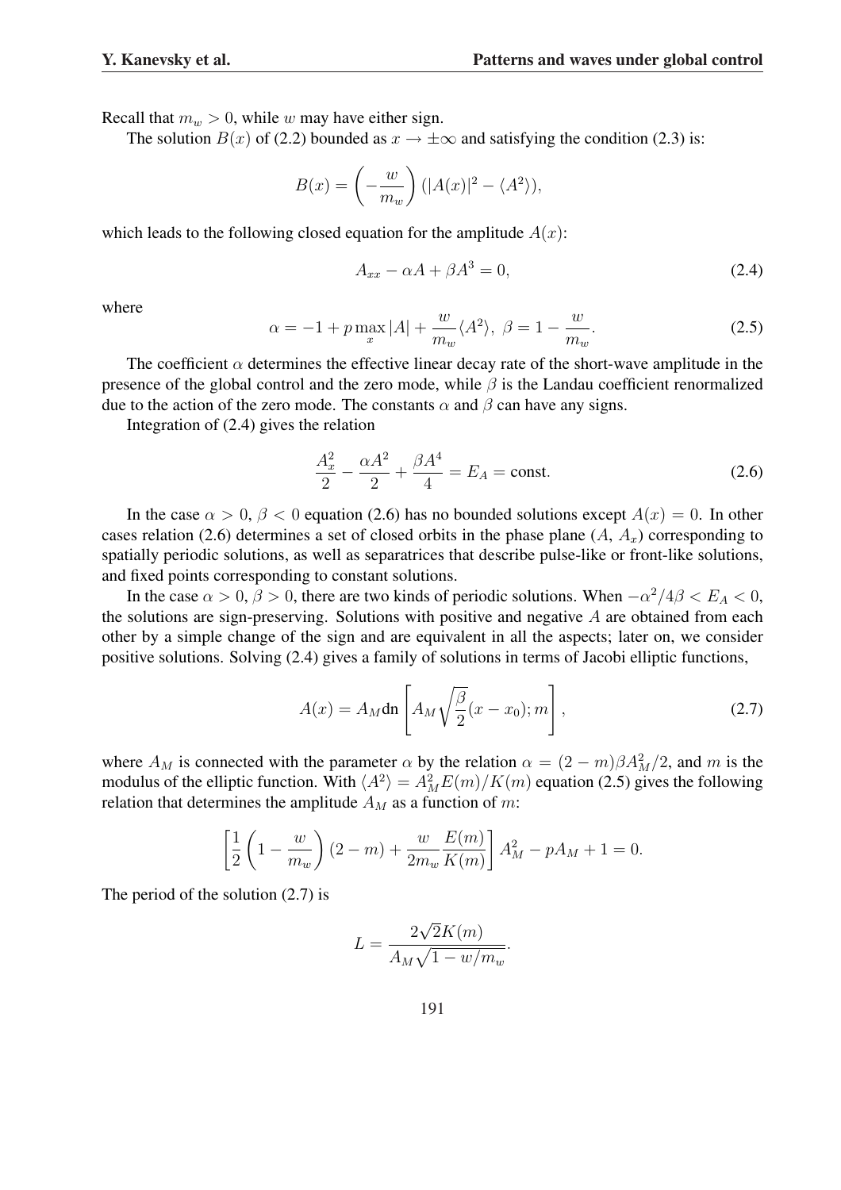Recall that $m_w > 0$, while $w$ may have either sign.

The solution $B(x)$ of (2.2) bounded as $x \to \pm\infty$ and satisfying the condition (2.3) is:

$$B(x) = \left(-\frac{w}{m_w}\right)(|A(x)|^2 - \langle A^2 \rangle),$$

which leads to the following closed equation for the amplitude $A(x)$:

$$A_{xx} - \alpha A + \beta A^3 = 0, \tag{2.4}$$

where

$$\alpha = -1 + p \max_x |A| + \frac{w}{m_w}\langle A^2 \rangle, \ \beta = 1 - \frac{w}{m_w}. \tag{2.5}$$

The coefficient $\alpha$ determines the effective linear decay rate of the short-wave amplitude in the presence of the global control and the zero mode, while $\beta$ is the Landau coefficient renormalized due to the action of the zero mode. The constants $\alpha$ and $\beta$ can have any signs.

Integration of (2.4) gives the relation

$$\frac{A_x^2}{2} - \frac{\alpha A^2}{2} + \frac{\beta A^4}{4} = E_A = \text{const}. \tag{2.6}$$

In the case $\alpha > 0$, $\beta < 0$ equation (2.6) has no bounded solutions except $A(x) = 0$. In other cases relation (2.6) determines a set of closed orbits in the phase plane ($A$, $A_x$) corresponding to spatially periodic solutions, as well as separatrices that describe pulse-like or front-like solutions, and fixed points corresponding to constant solutions.

In the case $\alpha > 0$, $\beta > 0$, there are two kinds of periodic solutions. When $-\alpha^2/4\beta < E_A < 0$, the solutions are sign-preserving. Solutions with positive and negative $A$ are obtained from each other by a simple change of the sign and are equivalent in all the aspects; later on, we consider positive solutions. Solving (2.4) gives a family of solutions in terms of Jacobi elliptic functions,

$$A(x) = A_M \text{dn}\left[A_M\sqrt{\frac{\beta}{2}}(x - x_0); m\right], \tag{2.7}$$

where $A_M$ is connected with the parameter $\alpha$ by the relation $\alpha = (2 - m)\beta A_M^2/2$, and $m$ is the modulus of the elliptic function. With $\langle A^2 \rangle = A_M^2 E(m)/K(m)$ equation (2.5) gives the following relation that determines the amplitude $A_M$ as a function of $m$:

$$\left[\frac{1}{2}\left(1 - \frac{w}{m_w}\right)(2 - m) + \frac{w}{2m_w}\frac{E(m)}{K(m)}\right] A_M^2 - pA_M + 1 = 0.$$

The period of the solution (2.7) is

$$L = \frac{2\sqrt{2}K(m)}{A_M\sqrt{1 - w/m_w}}.$$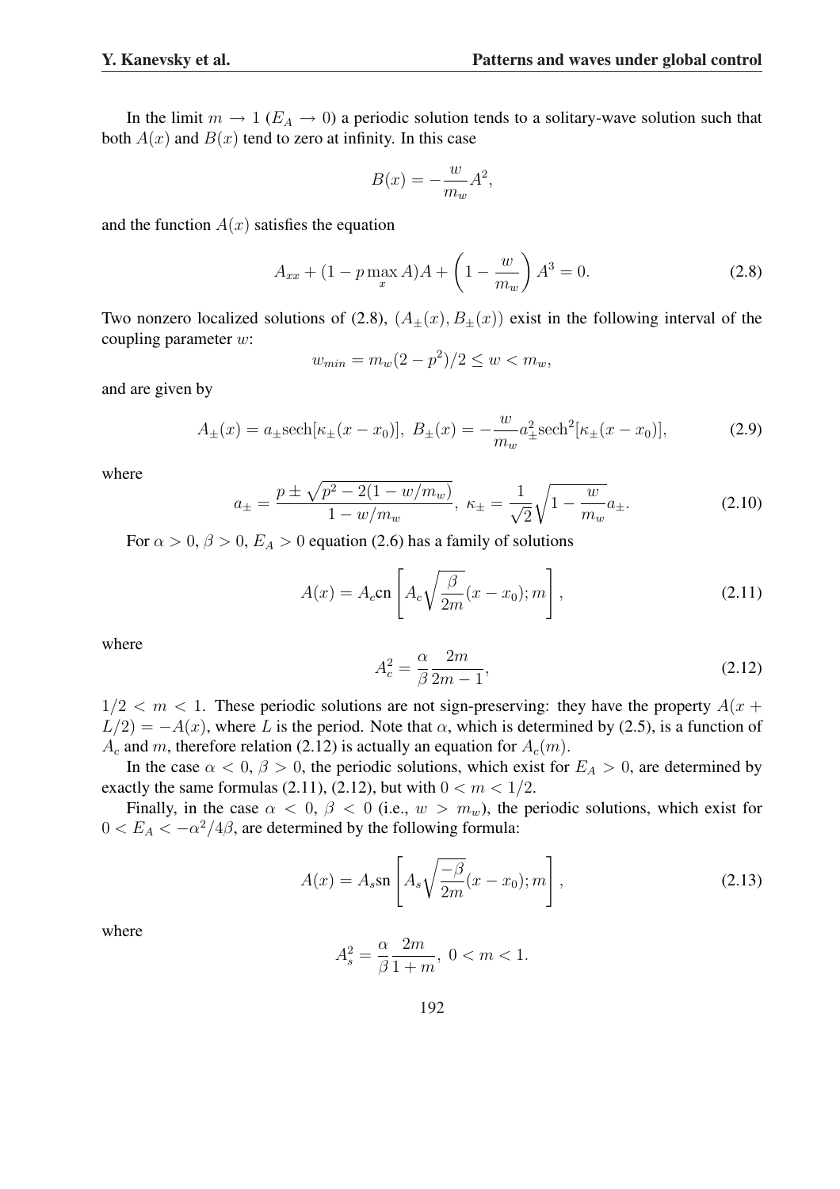In the limit $m \to 1$ ($E_A \to 0$) a periodic solution tends to a solitary-wave solution such that both $A(x)$ and $B(x)$ tend to zero at infinity. In this case

$$B(x) = -\frac{w}{m_w} A^2,$$

and the function $A(x)$ satisfies the equation

$$A_{xx} + (1 - p \max_x A) A + \left(1 - \frac{w}{m_w}\right) A^3 = 0. \tag{2.8}$$

Two nonzero localized solutions of (2.8), $(A_\pm(x), B_\pm(x))$ exist in the following interval of the coupling parameter $w$:

$$w_{min} = m_w (2 - p^2)/2 \leq w < m_w,$$

and are given by

$$A_\pm(x) = a_\pm \mathrm{sech}[\kappa_\pm (x - x_0)], \; B_\pm(x) = -\frac{w}{m_w} a_\pm^2 \mathrm{sech}^2[\kappa_\pm (x - x_0)], \tag{2.9}$$

where

$$a_\pm = \frac{p \pm \sqrt{p^2 - 2(1 - w/m_w)}}{1 - w/m_w}, \; \kappa_\pm = \frac{1}{\sqrt{2}} \sqrt{1 - \frac{w}{m_w}} a_\pm. \tag{2.10}$$

For $\alpha > 0$, $\beta > 0$, $E_A > 0$ equation (2.6) has a family of solutions

$$A(x) = A_c \mathrm{cn}\left[A_c \sqrt{\frac{\beta}{2m}} (x - x_0); m\right], \tag{2.11}$$

where

$$A_c^2 = \frac{\alpha}{\beta} \frac{2m}{2m - 1}, \tag{2.12}$$

$1/2 < m < 1$. These periodic solutions are not sign-preserving: they have the property $A(x + L/2) = -A(x)$, where $L$ is the period. Note that $\alpha$, which is determined by (2.5), is a function of $A_c$ and $m$, therefore relation (2.12) is actually an equation for $A_c(m)$.

In the case $\alpha < 0$, $\beta > 0$, the periodic solutions, which exist for $E_A > 0$, are determined by exactly the same formulas (2.11), (2.12), but with $0 < m < 1/2$.

Finally, in the case $\alpha < 0$, $\beta < 0$ (i.e., $w > m_w$), the periodic solutions, which exist for $0 < E_A < -\alpha^2/4\beta$, are determined by the following formula:

$$A(x) = A_s \mathrm{sn}\left[A_s \sqrt{\frac{-\beta}{2m}} (x - x_0); m\right], \tag{2.13}$$

where

$$A_s^2 = \frac{\alpha}{\beta} \frac{2m}{1 + m}, \; 0 < m < 1.$$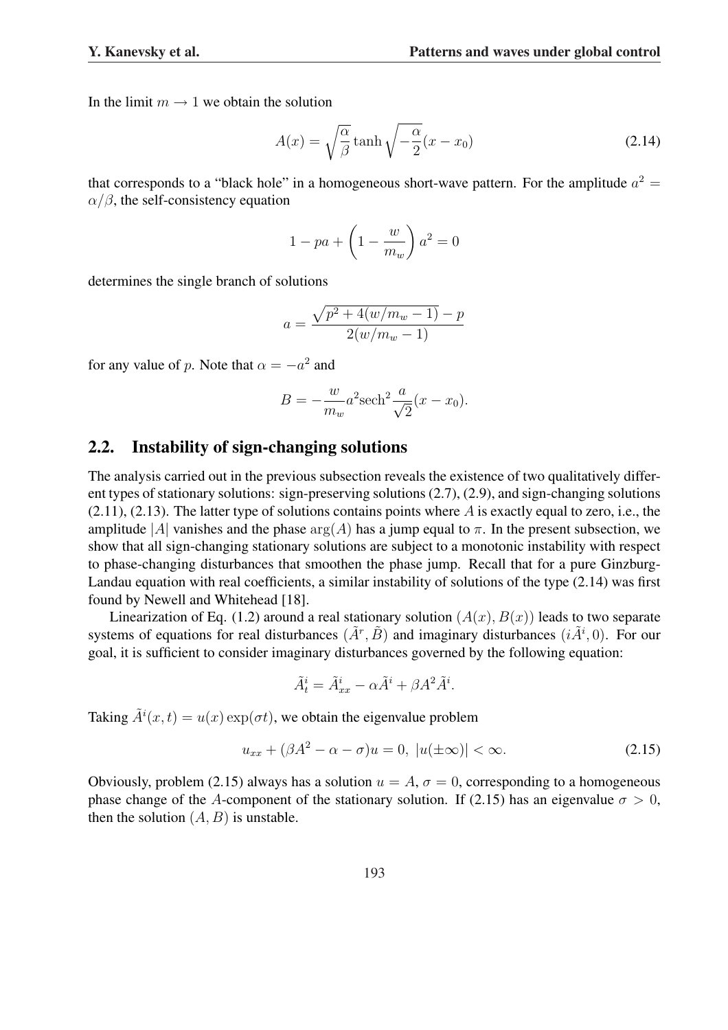In the limit $m \to 1$ we obtain the solution

$$A(x) = \sqrt{\frac{\alpha}{\beta}} \tanh \sqrt{-\frac{\alpha}{2}}(x - x_0) \tag{2.14}$$

that corresponds to a "black hole" in a homogeneous short-wave pattern. For the amplitude $a^2 = \alpha/\beta$, the self-consistency equation

$$1 - pa + \left(1 - \frac{w}{m_w}\right) a^2 = 0$$

determines the single branch of solutions

$$a = \frac{\sqrt{p^2 + 4(w/m_w - 1)} - p}{2(w/m_w - 1)}$$

for any value of $p$. Note that $\alpha = -a^2$ and

$$B = -\frac{w}{m_w} a^2 \mathrm{sech}^2 \frac{a}{\sqrt{2}}(x - x_0).$$

## 2.2. Instability of sign-changing solutions

The analysis carried out in the previous subsection reveals the existence of two qualitatively different types of stationary solutions: sign-preserving solutions (2.7), (2.9), and sign-changing solutions (2.11), (2.13). The latter type of solutions contains points where $A$ is exactly equal to zero, i.e., the amplitude $|A|$ vanishes and the phase $\arg(A)$ has a jump equal to $\pi$. In the present subsection, we show that all sign-changing stationary solutions are subject to a monotonic instability with respect to phase-changing disturbances that smoothen the phase jump. Recall that for a pure Ginzburg-Landau equation with real coefficients, a similar instability of solutions of the type (2.14) was first found by Newell and Whitehead [18].

Linearization of Eq. (1.2) around a real stationary solution $(A(x), B(x))$ leads to two separate systems of equations for real disturbances $(\tilde{A}^r, \tilde{B})$ and imaginary disturbances $(i\tilde{A}^i, 0)$. For our goal, it is sufficient to consider imaginary disturbances governed by the following equation:

$$\tilde{A}^i_t = \tilde{A}^i_{xx} - \alpha \tilde{A}^i + \beta A^2 \tilde{A}^i.$$

Taking $\tilde{A}^i(x,t) = u(x)\exp(\sigma t)$, we obtain the eigenvalue problem

$$u_{xx} + (\beta A^2 - \alpha - \sigma)u = 0, \ |u(\pm\infty)| < \infty. \tag{2.15}$$

Obviously, problem (2.15) always has a solution $u = A$, $\sigma = 0$, corresponding to a homogeneous phase change of the $A$-component of the stationary solution. If (2.15) has an eigenvalue $\sigma > 0$, then the solution $(A, B)$ is unstable.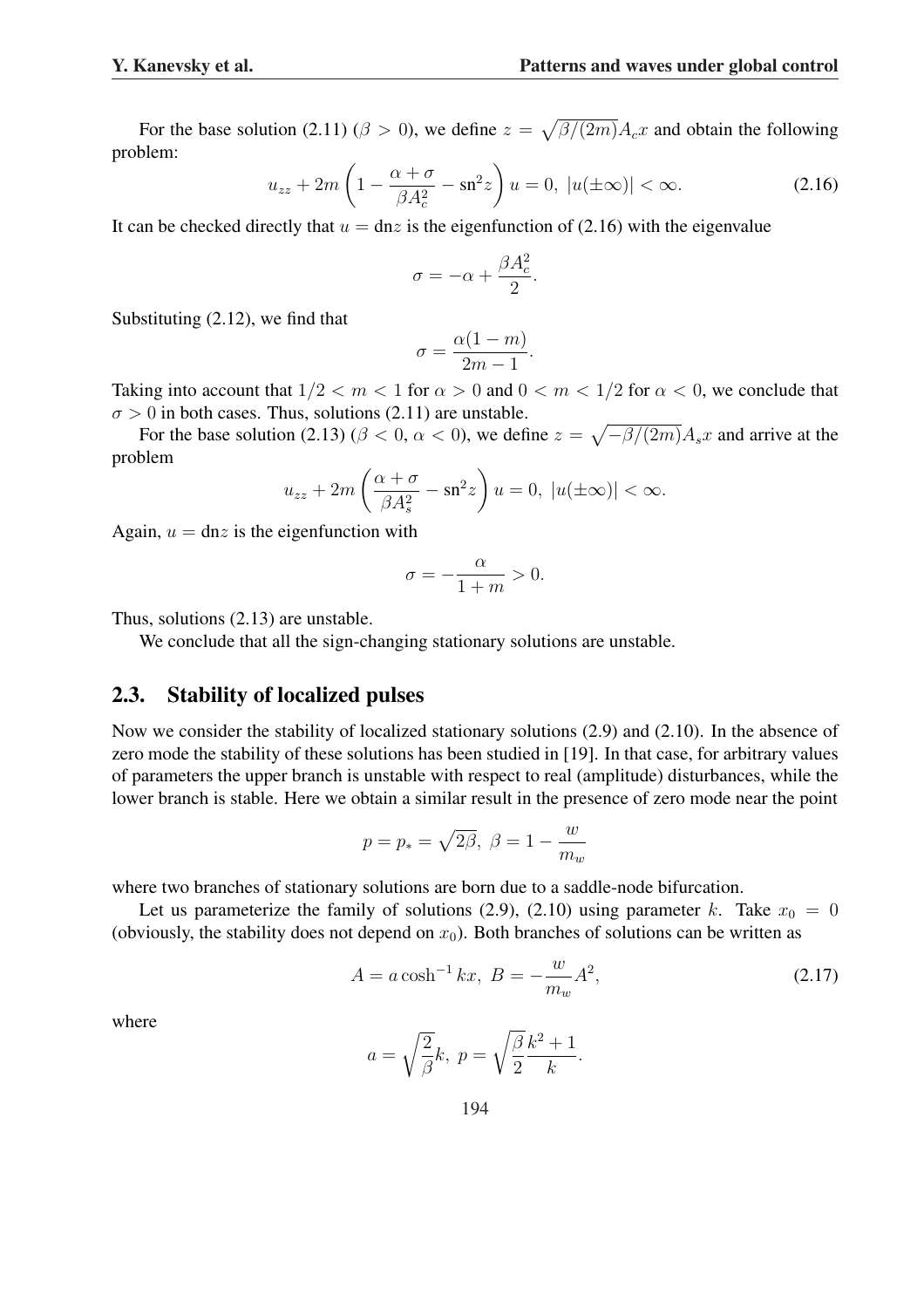For the base solution (2.11) ($\beta > 0$), we define $z = \sqrt{\beta/(2m)} A_c x$ and obtain the following problem:

$$u_{zz} + 2m\left(1 - \frac{\alpha + \sigma}{\beta A_c^2} - \mathrm{sn}^2 z\right) u = 0,\ |u(\pm\infty)| < \infty. \tag{2.16}$$

It can be checked directly that $u = \mathrm{dn} z$ is the eigenfunction of (2.16) with the eigenvalue

$$\sigma = -\alpha + \frac{\beta A_c^2}{2}.$$

Substituting (2.12), we find that

$$\sigma = \frac{\alpha(1-m)}{2m-1}.$$

Taking into account that $1/2 < m < 1$ for $\alpha > 0$ and $0 < m < 1/2$ for $\alpha < 0$, we conclude that $\sigma > 0$ in both cases. Thus, solutions (2.11) are unstable.

For the base solution (2.13) ($\beta < 0$, $\alpha < 0$), we define $z = \sqrt{-\beta/(2m)} A_s x$ and arrive at the problem

$$u_{zz} + 2m\left(\frac{\alpha + \sigma}{\beta A_s^2} - \mathrm{sn}^2 z\right) u = 0,\ |u(\pm\infty)| < \infty.$$

Again, $u = \mathrm{dn} z$ is the eigenfunction with

$$\sigma = -\frac{\alpha}{1+m} > 0.$$

Thus, solutions (2.13) are unstable.

We conclude that all the sign-changing stationary solutions are unstable.

## 2.3. Stability of localized pulses

Now we consider the stability of localized stationary solutions (2.9) and (2.10). In the absence of zero mode the stability of these solutions has been studied in [19]. In that case, for arbitrary values of parameters the upper branch is unstable with respect to real (amplitude) disturbances, while the lower branch is stable. Here we obtain a similar result in the presence of zero mode near the point

$$p = p_* = \sqrt{2\beta},\ \beta = 1 - \frac{w}{m_w}$$

where two branches of stationary solutions are born due to a saddle-node bifurcation.

Let us parameterize the family of solutions (2.9), (2.10) using parameter $k$. Take $x_0 = 0$ (obviously, the stability does not depend on $x_0$). Both branches of solutions can be written as

$$A = a\cosh^{-1} kx,\ B = -\frac{w}{m_w} A^2, \tag{2.17}$$

where

$$a = \sqrt{\frac{2}{\beta}} k,\ p = \sqrt{\frac{\beta}{2}} \frac{k^2 + 1}{k}.$$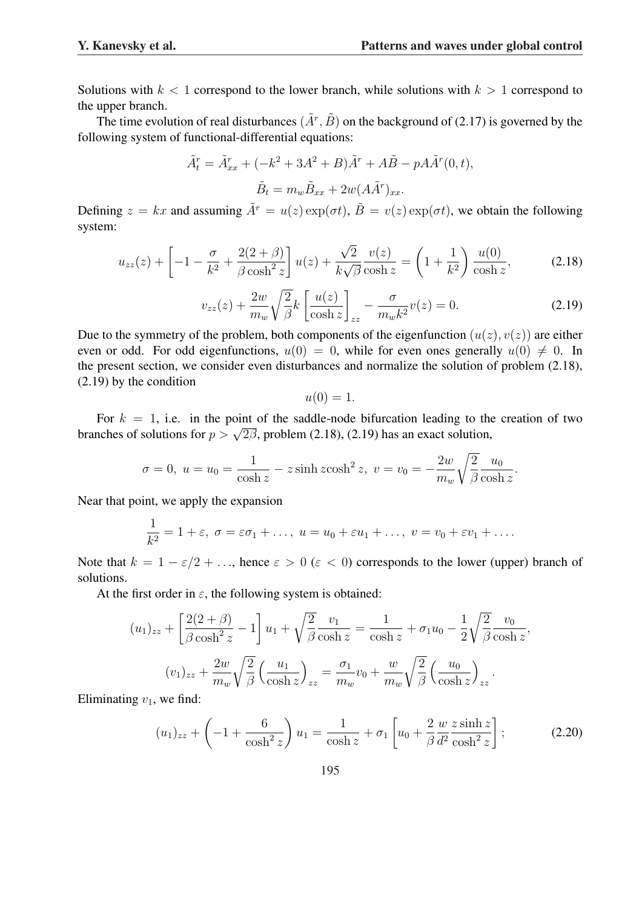Solutions with $k < 1$ correspond to the lower branch, while solutions with $k > 1$ correspond to the upper branch.

The time evolution of real disturbances $(\tilde{A}^r, \tilde{B})$ on the background of (2.17) is governed by the following system of functional-differential equations:

$$\tilde{A}^r_t = \tilde{A}^r_{xx} + (-k^2 + 3A^2 + B)\tilde{A}^r + A\tilde{B} - pA\tilde{A}^r(0,t),$$

$$\tilde{B}_t = m_w \tilde{B}_{xx} + 2w(A\tilde{A}^r)_{xx}.$$

Defining $z = kx$ and assuming $\tilde{A}^r = u(z)\exp(\sigma t)$, $\tilde{B} = v(z)\exp(\sigma t)$, we obtain the following system:

$$u_{zz}(z) + \left[-1 - \frac{\sigma}{k^2} + \frac{2(2+\beta)}{\beta \cosh^2 z}\right] u(z) + \frac{\sqrt{2}}{k\sqrt{\beta}} \frac{v(z)}{\cosh z} = \left(1 + \frac{1}{k^2}\right) \frac{u(0)}{\cosh z}, \tag{2.18}$$

$$v_{zz}(z) + \frac{2w}{m_w}\sqrt{\frac{2}{\beta}} k \left[\frac{u(z)}{\cosh z}\right]_{zz} - \frac{\sigma}{m_w k^2} v(z) = 0. \tag{2.19}$$

Due to the symmetry of the problem, both components of the eigenfunction $(u(z), v(z))$ are either even or odd. For odd eigenfunctions, $u(0) = 0$, while for even ones generally $u(0) \neq 0$. In the present section, we consider even disturbances and normalize the solution of problem (2.18), (2.19) by the condition

$$u(0) = 1.$$

For $k = 1$, i.e. in the point of the saddle-node bifurcation leading to the creation of two branches of solutions for $p > \sqrt{2\beta}$, problem (2.18), (2.19) has an exact solution,

$$\sigma = 0,\ u = u_0 = \frac{1}{\cosh z} - z \sinh z \cosh^2 z,\ v = v_0 = -\frac{2w}{m_w}\sqrt{\frac{2}{\beta}} \frac{u_0}{\cosh z}.$$

Near that point, we apply the expansion

$$\frac{1}{k^2} = 1 + \varepsilon,\ \sigma = \varepsilon \sigma_1 + \ldots,\ u = u_0 + \varepsilon u_1 + \ldots,\ v = v_0 + \varepsilon v_1 + \ldots.$$

Note that $k = 1 - \varepsilon/2 + \ldots$, hence $\varepsilon > 0$ ($\varepsilon < 0$) corresponds to the lower (upper) branch of solutions.

At the first order in $\varepsilon$, the following system is obtained:

$$(u_1)_{zz} + \left[\frac{2(2+\beta)}{\beta \cosh^2 z} - 1\right] u_1 + \sqrt{\frac{2}{\beta}} \frac{v_1}{\cosh z} = \frac{1}{\cosh z} + \sigma_1 u_0 - \frac{1}{2}\sqrt{\frac{2}{\beta}} \frac{v_0}{\cosh z},$$

$$(v_1)_{zz} + \frac{2w}{m_w}\sqrt{\frac{2}{\beta}} \left(\frac{u_1}{\cosh z}\right)_{zz} = \frac{\sigma_1}{m_w} v_0 + \frac{w}{m_w}\sqrt{\frac{2}{\beta}} \left(\frac{u_0}{\cosh z}\right)_{zz}.$$

Eliminating $v_1$, we find:

$$(u_1)_{zz} + \left(-1 + \frac{6}{\cosh^2 z}\right) u_1 = \frac{1}{\cosh z} + \sigma_1 \left[u_0 + \frac{2}{\beta} \frac{w}{d^2} \frac{z \sinh z}{\cosh^2 z}\right]; \tag{2.20}$$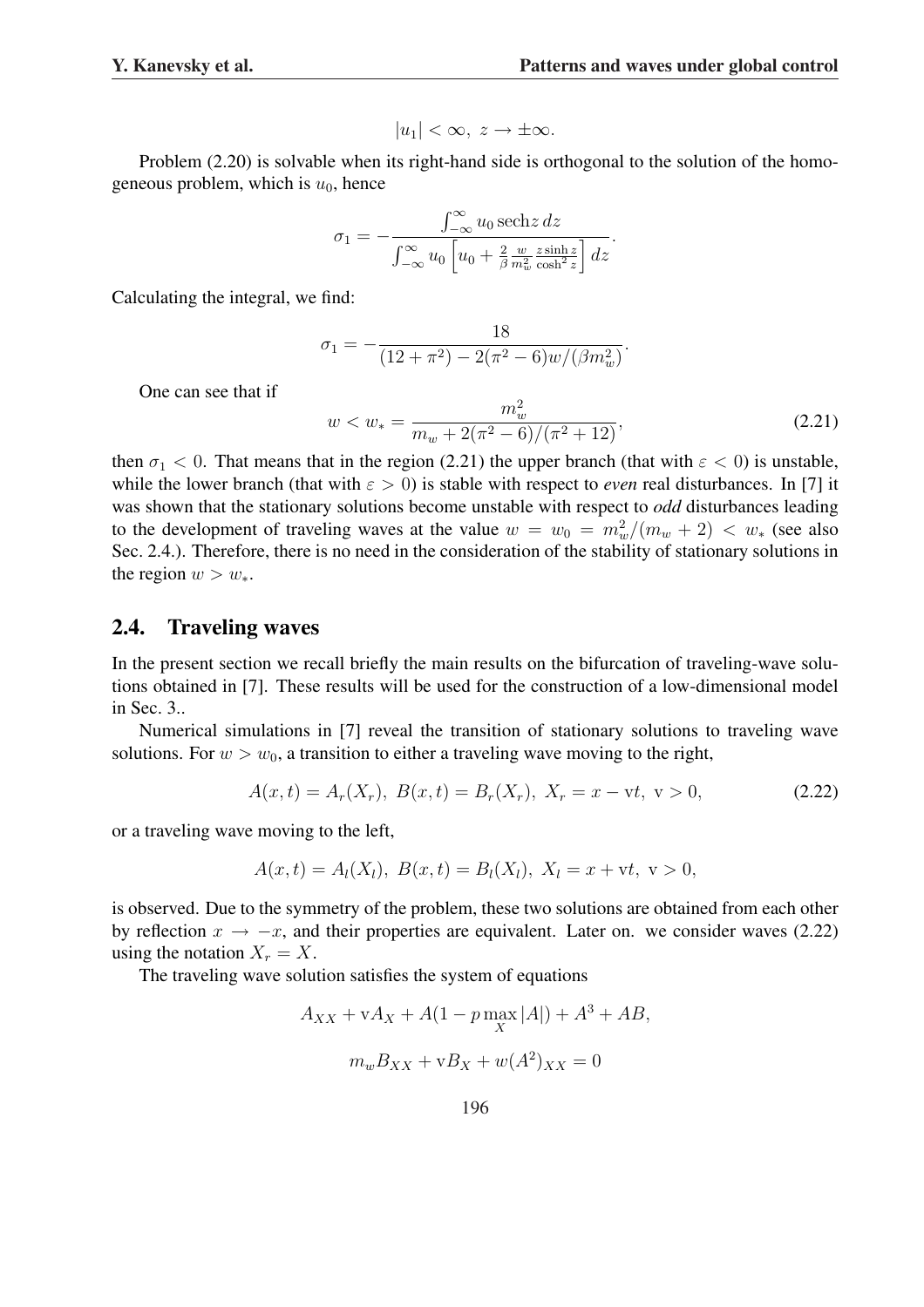$$|u_1| < \infty,\ z \to \pm\infty.$$

Problem (2.20) is solvable when its right-hand side is orthogonal to the solution of the homogeneous problem, which is $u_0$, hence

$$\sigma_1 = -\frac{\int_{-\infty}^{\infty} u_0 \,\mathrm{sech} z \, dz}{\int_{-\infty}^{\infty} u_0 \left[u_0 + \frac{2}{\beta}\frac{w}{m_w^2}\frac{z \sinh z}{\cosh^2 z}\right] dz}.$$

Calculating the integral, we find:

$$\sigma_1 = -\frac{18}{(12+\pi^2) - 2(\pi^2-6)w/(\beta m_w^2)}.$$

One can see that if

$$w < w_* = \frac{m_w^2}{m_w + 2(\pi^2-6)/(\pi^2+12)}, \tag{2.21}$$

then $\sigma_1 < 0$. That means that in the region (2.21) the upper branch (that with $\varepsilon < 0$) is unstable, while the lower branch (that with $\varepsilon > 0$) is stable with respect to ***even*** real disturbances. In [7] it was shown that the stationary solutions become unstable with respect to ***odd*** disturbances leading to the development of traveling waves at the value $w = w_0 = m_w^2/(m_w+2) < w_*$ (see also Sec. 2.4.). Therefore, there is no need in the consideration of the stability of stationary solutions in the region $w > w_*$.

## 2.4. Traveling waves

In the present section we recall briefly the main results on the bifurcation of traveling-wave solutions obtained in [7]. These results will be used for the construction of a low-dimensional model in Sec. 3..

Numerical simulations in [7] reveal the transition of stationary solutions to traveling wave solutions. For $w > w_0$, a transition to either a traveling wave moving to the right,

$$A(x,t) = A_r(X_r),\ B(x,t) = B_r(X_r),\ X_r = x - \mathrm{v}t,\ \mathrm{v} > 0, \tag{2.22}$$

or a traveling wave moving to the left,

$$A(x,t) = A_l(X_l),\ B(x,t) = B_l(X_l),\ X_l = x + \mathrm{v}t,\ \mathrm{v} > 0,$$

is observed. Due to the symmetry of the problem, these two solutions are obtained from each other by reflection $x \to -x$, and their properties are equivalent. Later on. we consider waves (2.22) using the notation $X_r = X$.

The traveling wave solution satisfies the system of equations

$$A_{XX} + \mathrm{v}A_X + A(1 - p\max_X |A|) + A^3 + AB,$$

$$m_w B_{XX} + \mathrm{v}B_X + w(A^2)_{XX} = 0$$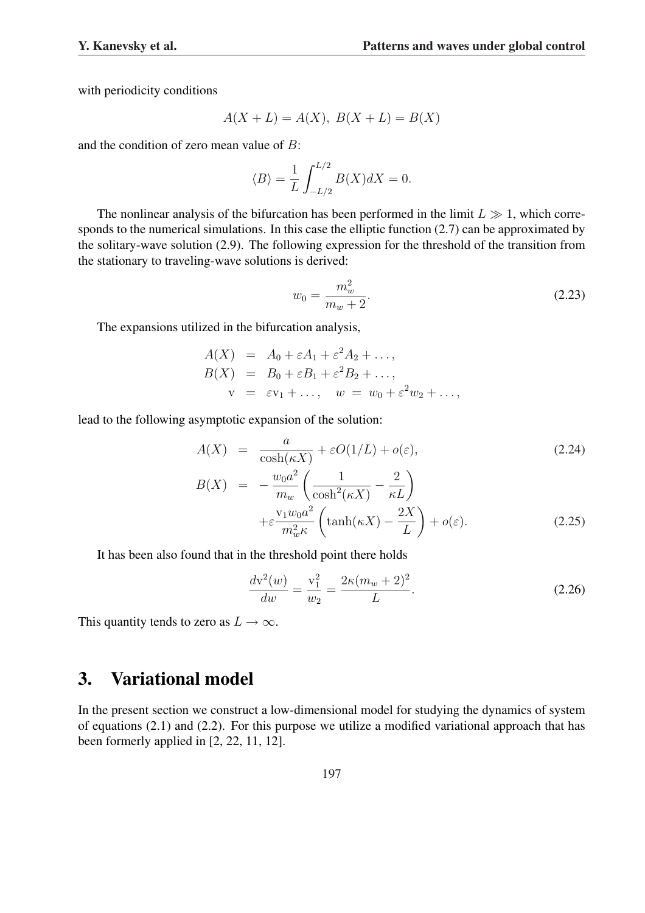with periodicity conditions

$$A(X+L) = A(X),\ B(X+L) = B(X)$$

and the condition of zero mean value of $B$:

$$\langle B \rangle = \frac{1}{L}\int_{-L/2}^{L/2} B(X)dX = 0.$$

The nonlinear analysis of the bifurcation has been performed in the limit $L \gg 1$, which corresponds to the numerical simulations. In this case the elliptic function (2.7) can be approximated by the solitary-wave solution (2.9). The following expression for the threshold of the transition from the stationary to traveling-wave solutions is derived:

$$w_0 = \frac{m_w^2}{m_w + 2}. \tag{2.23}$$

The expansions utilized in the bifurcation analysis,

$$\begin{aligned}
A(X) &= A_0 + \varepsilon A_1 + \varepsilon^2 A_2 + \dots, \\
B(X) &= B_0 + \varepsilon B_1 + \varepsilon^2 B_2 + \dots, \\
\mathrm{v} &= \varepsilon \mathrm{v}_1 + \dots, \quad w \ = \ w_0 + \varepsilon^2 w_2 + \dots,
\end{aligned}$$

lead to the following asymptotic expansion of the solution:

$$A(X) = \frac{a}{\cosh(\kappa X)} + \varepsilon O(1/L) + o(\varepsilon), \tag{2.24}$$

$$B(X) = -\frac{w_0 a^2}{m_w}\left(\frac{1}{\cosh^2(\kappa X)} - \frac{2}{\kappa L}\right) + \varepsilon \frac{\mathrm{v}_1 w_0 a^2}{m_w^2 \kappa}\left(\tanh(\kappa X) - \frac{2X}{L}\right) + o(\varepsilon). \tag{2.25}$$

It has been also found that in the threshold point there holds

$$\frac{d\mathrm{v}^2(w)}{dw} = \frac{\mathrm{v}_1^2}{w_2} = \frac{2\kappa(m_w+2)^2}{L}. \tag{2.26}$$

This quantity tends to zero as $L \to \infty$.

# 3. Variational model

In the present section we construct a low-dimensional model for studying the dynamics of system of equations (2.1) and (2.2). For this purpose we utilize a modified variational approach that has been formerly applied in [2, 22, 11, 12].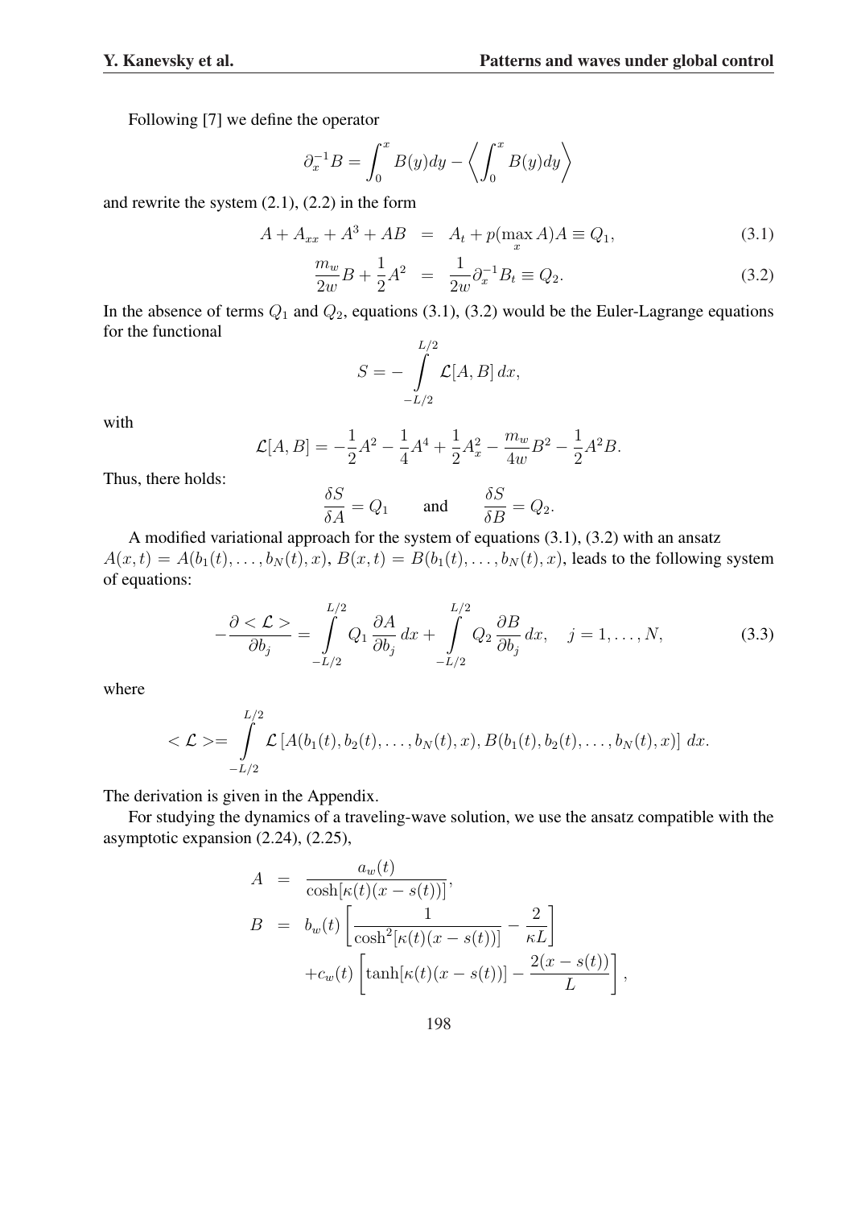Following [7] we define the operator

$$\partial_x^{-1} B = \int_0^x B(y)dy - \left\langle \int_0^x B(y)dy \right\rangle$$

and rewrite the system (2.1), (2.2) in the form

$$A + A_{xx} + A^3 + AB \;=\; A_t + p(\max_x A)A \equiv Q_1, \tag{3.1}$$

$$\frac{m_w}{2w}B + \frac{1}{2}A^2 \;=\; \frac{1}{2w}\partial_x^{-1}B_t \equiv Q_2. \tag{3.2}$$

In the absence of terms $Q_1$ and $Q_2$, equations (3.1), (3.2) would be the Euler-Lagrange equations for the functional

$$S = -\int_{-L/2}^{L/2} \mathcal{L}[A,B]\,dx,$$

with

$$\mathcal{L}[A,B] = -\frac{1}{2}A^2 - \frac{1}{4}A^4 + \frac{1}{2}A_x^2 - \frac{m_w}{4w}B^2 - \frac{1}{2}A^2 B.$$

Thus, there holds:

$$\frac{\delta S}{\delta A} = Q_1 \qquad \text{and} \qquad \frac{\delta S}{\delta B} = Q_2.$$

A modified variational approach for the system of equations (3.1), (3.2) with an ansatz $A(x,t) = A(b_1(t),\ldots,b_N(t),x)$, $B(x,t) = B(b_1(t),\ldots,b_N(t),x)$, leads to the following system of equations:

$$-\frac{\partial < \mathcal{L} >}{\partial b_j} = \int_{-L/2}^{L/2} Q_1 \frac{\partial A}{\partial b_j}\,dx + \int_{-L/2}^{L/2} Q_2 \frac{\partial B}{\partial b_j}\,dx, \quad j = 1,\ldots,N, \tag{3.3}$$

where

$$< \mathcal{L} >= \int_{-L/2}^{L/2} \mathcal{L}\left[A(b_1(t),b_2(t),\ldots,b_N(t),x), B(b_1(t),b_2(t),\ldots,b_N(t),x)\right]\,dx.$$

The derivation is given in the Appendix.

For studying the dynamics of a traveling-wave solution, we use the ansatz compatible with the asymptotic expansion (2.24), (2.25),

$$\begin{aligned}
A &= \frac{a_w(t)}{\cosh[\kappa(t)(x - s(t))]},\\
B &= b_w(t)\left[\frac{1}{\cosh^2[\kappa(t)(x-s(t))]} - \frac{2}{\kappa L}\right]\\
&\quad + c_w(t)\left[\tanh[\kappa(t)(x-s(t))] - \frac{2(x-s(t))}{L}\right],
\end{aligned}$$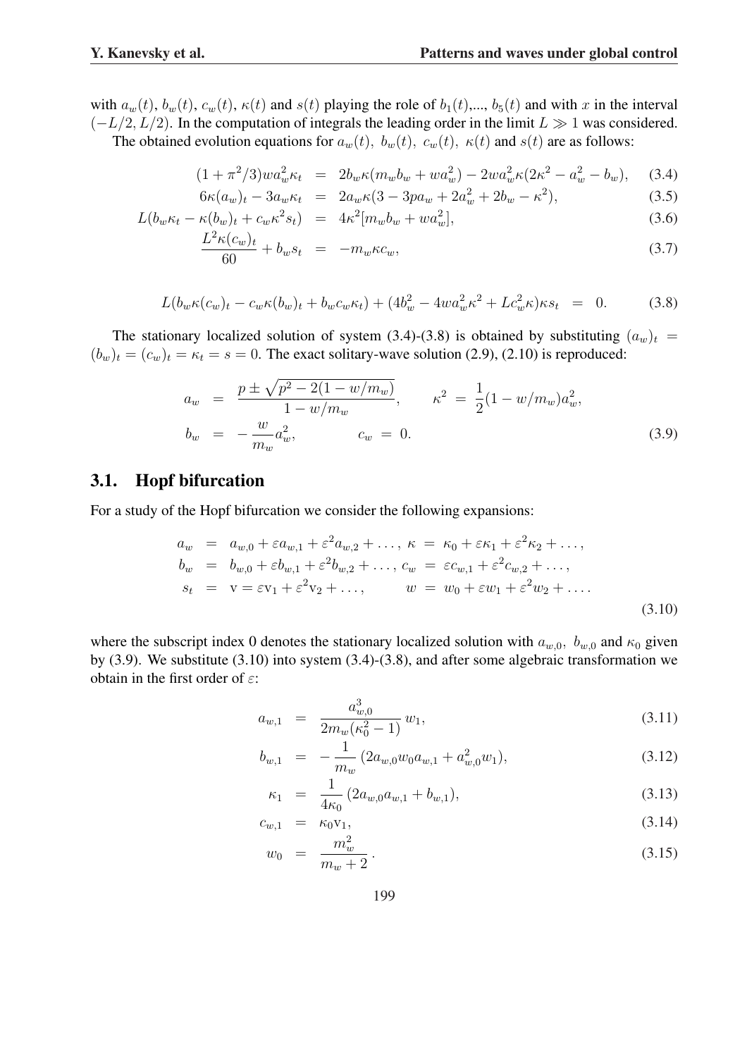with $a_w(t)$, $b_w(t)$, $c_w(t)$, $\kappa(t)$ and $s(t)$ playing the role of $b_1(t)$,..., $b_5(t)$ and with $x$ in the interval $(-L/2, L/2)$. In the computation of integrals the leading order in the limit $L \gg 1$ was considered.

The obtained evolution equations for $a_w(t)$, $b_w(t)$, $c_w(t)$, $\kappa(t)$ and $s(t)$ are as follows:

$$
\begin{aligned}
(1+\pi^2/3) w a_w^2 \kappa_t &= 2 b_w \kappa (m_w b_w + w a_w^2) - 2 w a_w^2 \kappa (2\kappa^2 - a_w^2 - b_w), && (3.4)\\
6\kappa (a_w)_t - 3 a_w \kappa_t &= 2 a_w \kappa (3 - 3 p a_w + 2 a_w^2 + 2 b_w - \kappa^2), && (3.5)\\
L(b_w \kappa_t - \kappa (b_w)_t + c_w \kappa^2 s_t) &= 4\kappa^2 [m_w b_w + w a_w^2], && (3.6)\\
\frac{L^2 \kappa (c_w)_t}{60} + b_w s_t &= -m_w \kappa c_w, && (3.7)
\end{aligned}
$$

$$
L(b_w \kappa (c_w)_t - c_w \kappa (b_w)_t + b_w c_w \kappa_t) + (4 b_w^2 - 4 w a_w^2 \kappa^2 + L c_w^2 \kappa) \kappa s_t = 0. \qquad (3.8)
$$

The stationary localized solution of system (3.4)-(3.8) is obtained by substituting $(a_w)_t = (b_w)_t = (c_w)_t = \kappa_t = s = 0$. The exact solitary-wave solution (2.9), (2.10) is reproduced:

$$
\begin{aligned}
a_w &= \frac{p \pm \sqrt{p^2 - 2(1 - w/m_w)}}{1 - w/m_w}, \qquad \kappa^2 = \frac{1}{2}(1 - w/m_w) a_w^2,\\
b_w &= -\frac{w}{m_w} a_w^2, \qquad c_w = 0. \qquad (3.9)
\end{aligned}
$$

## 3.1. Hopf bifurcation

For a study of the Hopf bifurcation we consider the following expansions:

$$
\begin{aligned}
a_w &= a_{w,0} + \varepsilon a_{w,1} + \varepsilon^2 a_{w,2} + \ldots, \quad \kappa = \kappa_0 + \varepsilon \kappa_1 + \varepsilon^2 \kappa_2 + \ldots,\\
b_w &= b_{w,0} + \varepsilon b_{w,1} + \varepsilon^2 b_{w,2} + \ldots, \quad c_w = \varepsilon c_{w,1} + \varepsilon^2 c_{w,2} + \ldots,\\
s_t &= \mathrm{v} = \varepsilon \mathrm{v}_1 + \varepsilon^2 \mathrm{v}_2 + \ldots, \qquad w = w_0 + \varepsilon w_1 + \varepsilon^2 w_2 + \ldots.
\end{aligned}
\qquad (3.10)
$$

where the subscript index 0 denotes the stationary localized solution with $a_{w,0}$, $b_{w,0}$ and $\kappa_0$ given by (3.9). We substitute (3.10) into system (3.4)-(3.8), and after some algebraic transformation we obtain in the first order of $\varepsilon$:

$$
\begin{aligned}
a_{w,1} &= \frac{a_{w,0}^3}{2 m_w (\kappa_0^2 - 1)}\, w_1, && (3.11)\\
b_{w,1} &= -\frac{1}{m_w} (2 a_{w,0} w_0 a_{w,1} + a_{w,0}^2 w_1), && (3.12)\\
\kappa_1 &= \frac{1}{4\kappa_0} (2 a_{w,0} a_{w,1} + b_{w,1}), && (3.13)\\
c_{w,1} &= \kappa_0 \mathrm{v}_1, && (3.14)\\
w_0 &= \frac{m_w^2}{m_w + 2}\,. && (3.15)
\end{aligned}
$$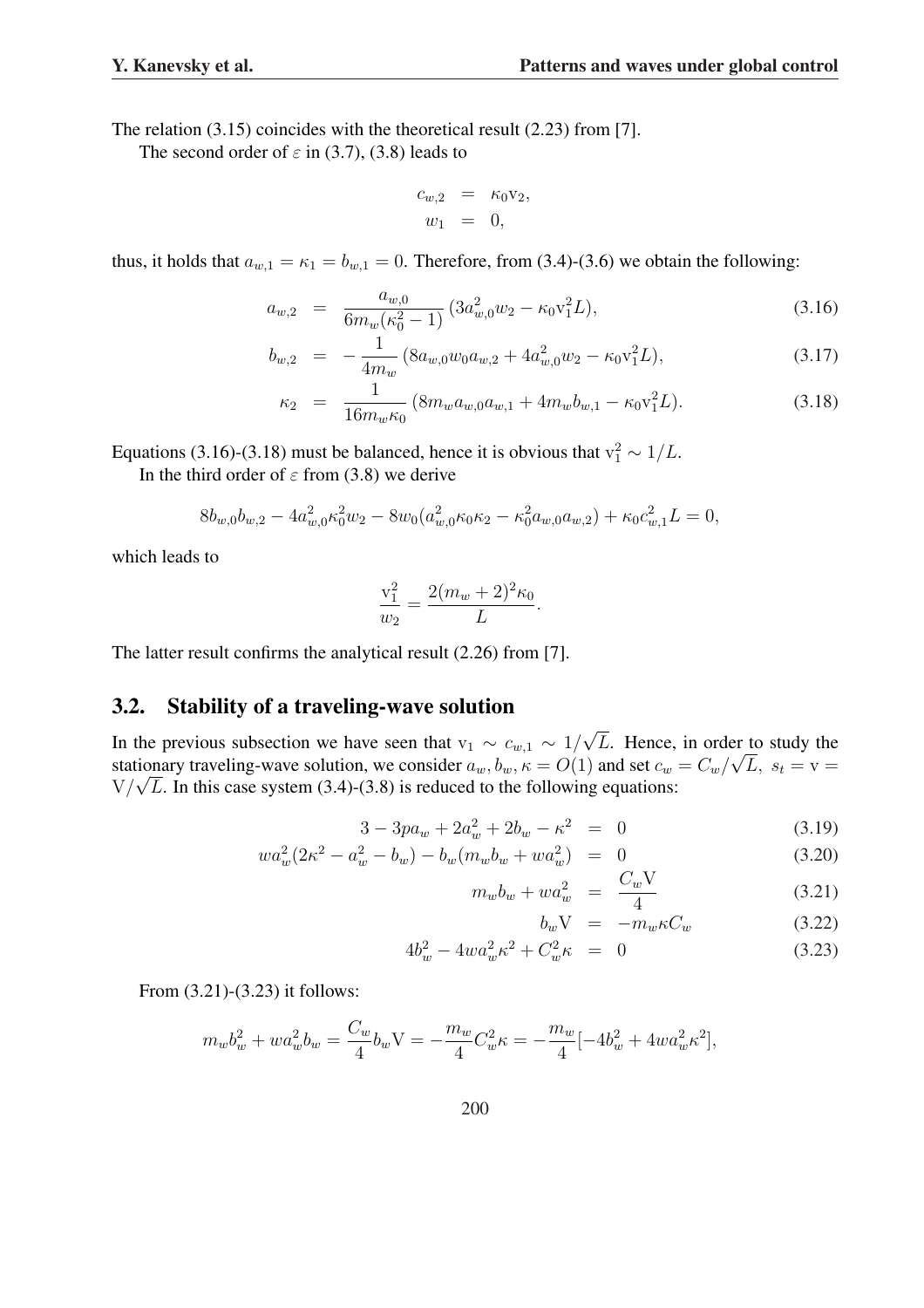The relation (3.15) coincides with the theoretical result (2.23) from [7].

The second order of $\varepsilon$ in (3.7), (3.8) leads to

$$
\begin{aligned}
c_{w,2} &= \kappa_0 \mathrm{v}_2, \\
w_1 &= 0,
\end{aligned}
$$

thus, it holds that $a_{w,1} = \kappa_1 = b_{w,1} = 0$. Therefore, from (3.4)-(3.6) we obtain the following:

$$
a_{w,2} = \frac{a_{w,0}}{6m_w(\kappa_0^2 - 1)} (3a_{w,0}^2 w_2 - \kappa_0 \mathrm{v}_1^2 L), \tag{3.16}
$$

$$
b_{w,2} = -\frac{1}{4m_w} (8a_{w,0} w_0 a_{w,2} + 4a_{w,0}^2 w_2 - \kappa_0 \mathrm{v}_1^2 L), \tag{3.17}
$$

$$
\kappa_2 = \frac{1}{16 m_w \kappa_0} (8m_w a_{w,0} a_{w,1} + 4m_w b_{w,1} - \kappa_0 \mathrm{v}_1^2 L). \tag{3.18}
$$

Equations (3.16)-(3.18) must be balanced, hence it is obvious that $\mathrm{v}_1^2 \sim 1/L$.

In the third order of $\varepsilon$ from (3.8) we derive

$$
8b_{w,0} b_{w,2} - 4a_{w,0}^2 \kappa_0^2 w_2 - 8w_0(a_{w,0}^2 \kappa_0 \kappa_2 - \kappa_0^2 a_{w,0} a_{w,2}) + \kappa_0 c_{w,1}^2 L = 0,
$$

which leads to

$$
\frac{\mathrm{v}_1^2}{w_2} = \frac{2(m_w + 2)^2 \kappa_0}{L}.
$$

The latter result confirms the analytical result (2.26) from [7].

## 3.2. Stability of a traveling-wave solution

In the previous subsection we have seen that $\mathrm{v}_1 \sim c_{w,1} \sim 1/\sqrt{L}$. Hence, in order to study the stationary traveling-wave solution, we consider $a_w, b_w, \kappa = O(1)$ and set $c_w = C_w/\sqrt{L},\ s_t = \mathrm{v} = \mathrm{V}/\sqrt{L}$. In this case system (3.4)-(3.8) is reduced to the following equations:

$$
3 - 3pa_w + 2a_w^2 + 2b_w - \kappa^2 = 0 \tag{3.19}
$$

$$
wa_w^2(2\kappa^2 - a_w^2 - b_w) - b_w(m_w b_w + wa_w^2) = 0 \tag{3.20}
$$

$$
m_w b_w + wa_w^2 = \frac{C_w \mathrm{V}}{4} \tag{3.21}
$$

$$
b_w \mathrm{V} = -m_w \kappa C_w \tag{3.22}
$$

$$
4b_w^2 - 4wa_w^2 \kappa^2 + C_w^2 \kappa = 0 \tag{3.23}
$$

From (3.21)-(3.23) it follows:

$$
m_w b_w^2 + wa_w^2 b_w = \frac{C_w}{4} b_w \mathrm{V} = -\frac{m_w}{4} C_w^2 \kappa = -\frac{m_w}{4}[-4b_w^2 + 4wa_w^2 \kappa^2],
$$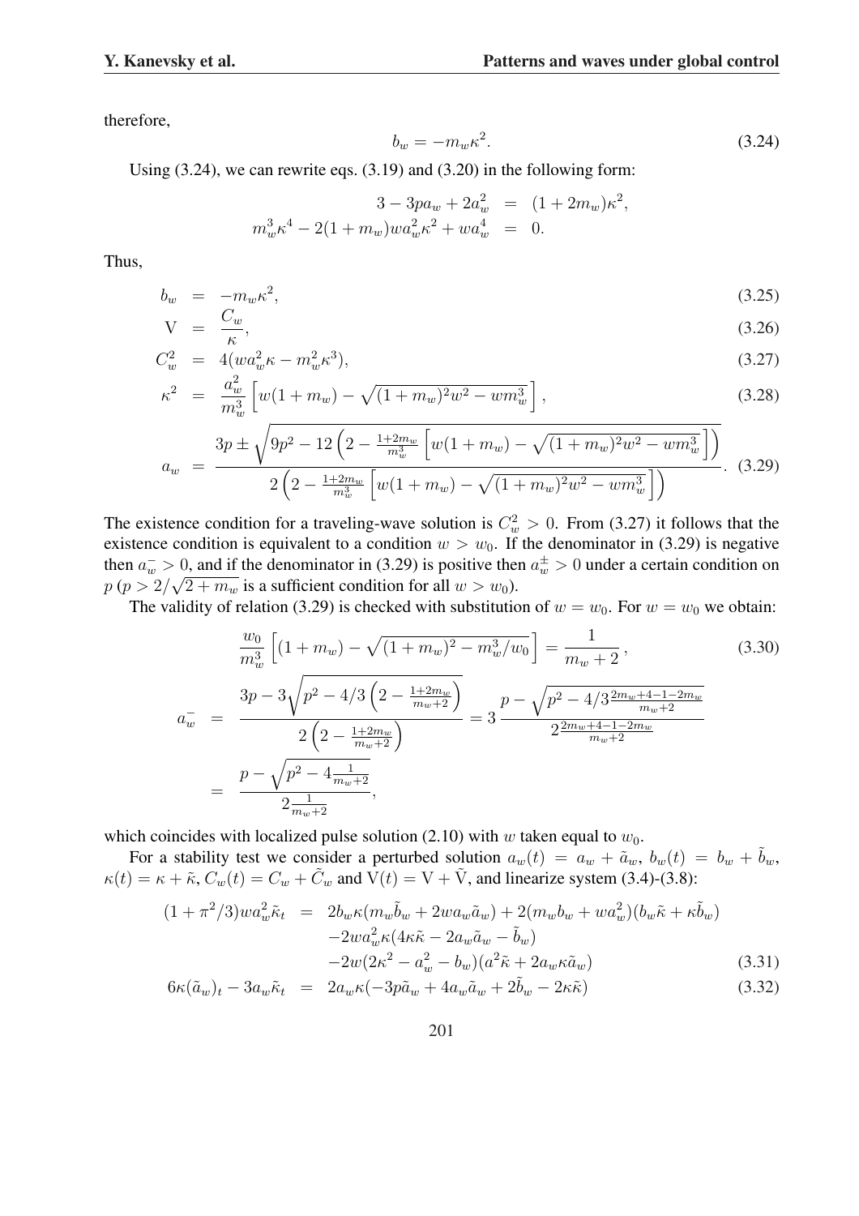therefore,

$$b_w = -m_w \kappa^2. \tag{3.24}$$

Using (3.24), we can rewrite eqs. (3.19) and (3.20) in the following form:

$$\begin{aligned} 3 - 3pa_w + 2a_w^2 &= (1+2m_w)\kappa^2, \\ m_w^3\kappa^4 - 2(1+m_w)wa_w^2\kappa^2 + wa_w^4 &= 0. \end{aligned}$$

Thus,

$$b_w = -m_w\kappa^2, \tag{3.25}$$

$$\mathrm{V} = \frac{C_w}{\kappa}, \tag{3.26}$$

$$C_w^2 = 4(wa_w^2\kappa - m_w^2\kappa^3), \tag{3.27}$$

$$\kappa^2 = \frac{a_w^2}{m_w^3}\left[w(1+m_w) - \sqrt{(1+m_w)^2w^2 - wm_w^3}\right], \tag{3.28}$$

$$a_w = \frac{3p \pm \sqrt{9p^2 - 12\left(2 - \frac{1+2m_w}{m_w^3}\left[w(1+m_w) - \sqrt{(1+m_w)^2w^2 - wm_w^3}\right]\right)}}{2\left(2 - \frac{1+2m_w}{m_w^3}\left[w(1+m_w) - \sqrt{(1+m_w)^2w^2 - wm_w^3}\right]\right)}. \tag{3.29}$$

The existence condition for a traveling-wave solution is $C_w^2 > 0$. From (3.27) it follows that the existence condition is equivalent to a condition $w > w_0$. If the denominator in (3.29) is negative then $a_w^- > 0$, and if the denominator in (3.29) is positive then $a_w^\pm > 0$ under a certain condition on $p$ ($p > 2/\sqrt{2+m_w}$ is a sufficient condition for all $w > w_0$).

The validity of relation (3.29) is checked with substitution of $w = w_0$. For $w = w_0$ we obtain:

$$\frac{w_0}{m_w^3}\left[(1+m_w) - \sqrt{(1+m_w)^2 - m_w^3/w_0}\right] = \frac{1}{m_w+2}, \tag{3.30}$$

$$\begin{aligned} a_w^- &= \frac{3p - 3\sqrt{p^2 - 4/3\left(2 - \frac{1+2m_w}{m_w+2}\right)}}{2\left(2 - \frac{1+2m_w}{m_w+2}\right)} = 3\,\frac{p - \sqrt{p^2 - 4/3\frac{2m_w+4-1-2m_w}{m_w+2}}}{2\frac{2m_w+4-1-2m_w}{m_w+2}} \\ &= \frac{p - \sqrt{p^2 - 4\frac{1}{m_w+2}}}{2\frac{1}{m_w+2}}, \end{aligned}$$

which coincides with localized pulse solution (2.10) with $w$ taken equal to $w_0$.

For a stability test we consider a perturbed solution $a_w(t) = a_w + \tilde{a}_w$, $b_w(t) = b_w + \tilde{b}_w$, $\kappa(t) = \kappa + \tilde{\kappa}$, $C_w(t) = C_w + \tilde{C}_w$ and $\mathrm{V}(t) = \mathrm{V} + \tilde{\mathrm{V}}$, and linearize system (3.4)-(3.8):

$$\begin{aligned} (1+\pi^2/3)wa_w^2\tilde{\kappa}_t &= 2b_w\kappa(m_w\tilde{b}_w + 2wa_w\tilde{a}_w) + 2(m_wb_w + wa_w^2)(b_w\tilde{\kappa} + \kappa\tilde{b}_w) \\ &\quad -2wa_w^2\kappa(4\kappa\tilde{\kappa} - 2a_w\tilde{a}_w - \tilde{b}_w) \\ &\quad -2w(2\kappa^2 - a_w^2 - b_w)(a^2\tilde{\kappa} + 2a_w\kappa\tilde{a}_w) \end{aligned} \tag{3.31}$$

$$6\kappa(\tilde{a}_w)_t - 3a_w\tilde{\kappa}_t = 2a_w\kappa(-3p\tilde{a}_w + 4a_w\tilde{a}_w + 2\tilde{b}_w - 2\kappa\tilde{\kappa}) \tag{3.32}$$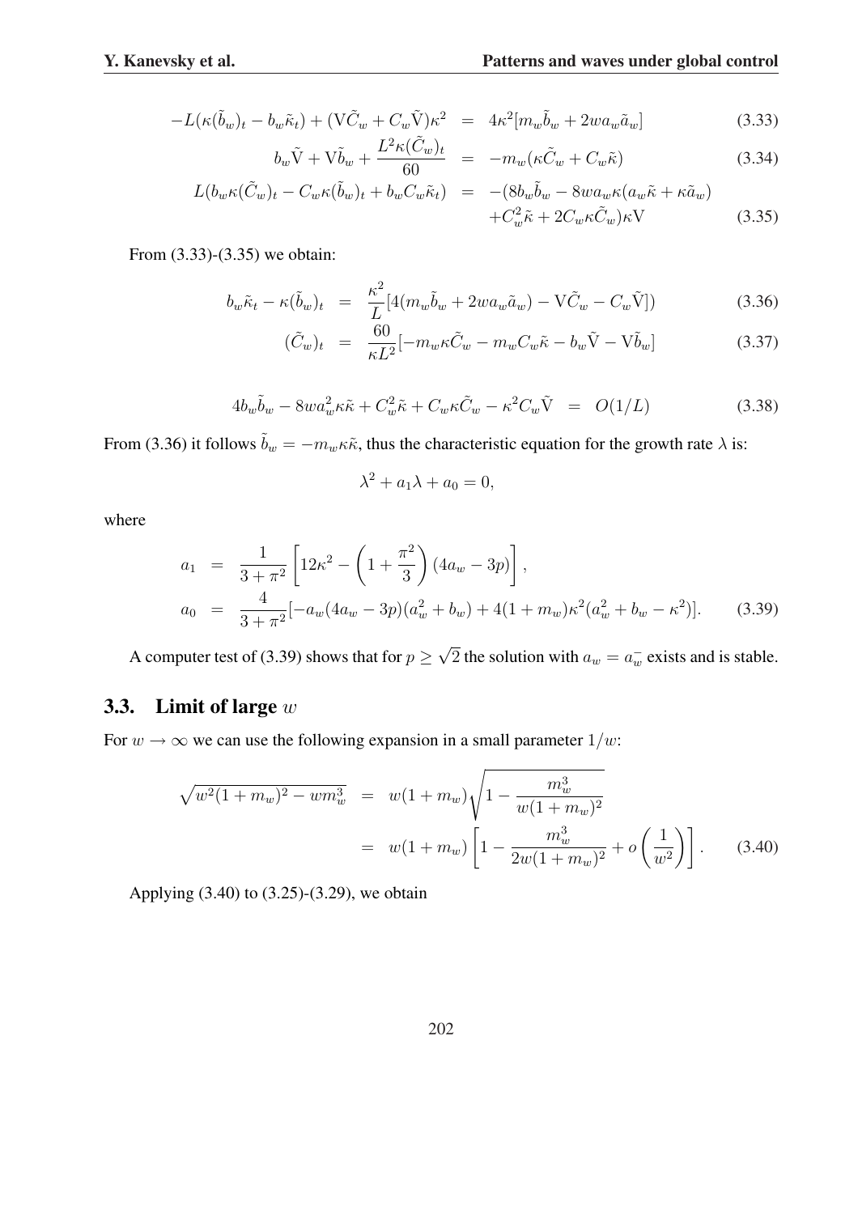$$
\begin{aligned}
-L(\kappa(\tilde{b}_w)_t - b_w\tilde{\kappa}_t) + (\mathrm{V}\tilde{C}_w + C_w\tilde{\mathrm{V}})\kappa^2 &= 4\kappa^2[m_w\tilde{b}_w + 2wa_w\tilde{a}_w] && (3.33)\\
b_w\tilde{\mathrm{V}} + \mathrm{V}\tilde{b}_w + \frac{L^2\kappa(\tilde{C}_w)_t}{60} &= -m_w(\kappa\tilde{C}_w + C_w\tilde{\kappa}) && (3.34)\\
L(b_w\kappa(\tilde{C}_w)_t - C_w\kappa(\tilde{b}_w)_t + b_wC_w\tilde{\kappa}_t) &= -(8b_w\tilde{b}_w - 8wa_w\kappa(a_w\tilde{\kappa} + \kappa\tilde{a}_w) \\
&\quad + C_w^2\tilde{\kappa} + 2C_w\kappa\tilde{C}_w)\kappa\mathrm{V} && (3.35)
\end{aligned}
$$

From (3.33)-(3.35) we obtain:

$$
\begin{aligned}
b_w\tilde{\kappa}_t - \kappa(\tilde{b}_w)_t &= \frac{\kappa^2}{L}[4(m_w\tilde{b}_w + 2wa_w\tilde{a}_w) - \mathrm{V}\tilde{C}_w - C_w\tilde{\mathrm{V}}]) && (3.36)\\
(\tilde{C}_w)_t &= \frac{60}{\kappa L^2}[-m_w\kappa\tilde{C}_w - m_wC_w\tilde{\kappa} - b_w\tilde{\mathrm{V}} - \mathrm{V}\tilde{b}_w] && (3.37)
\end{aligned}
$$

$$
4b_w\tilde{b}_w - 8wa_w^2\kappa\tilde{\kappa} + C_w^2\tilde{\kappa} + C_w\kappa\tilde{C}_w - \kappa^2C_w\tilde{\mathrm{V}} = O(1/L) \qquad (3.38)
$$

From (3.36) it follows $\tilde{b}_w = -m_w\kappa\tilde{\kappa}$, thus the characteristic equation for the growth rate $\lambda$ is:

$$
\lambda^2 + a_1\lambda + a_0 = 0,
$$

where

$$
\begin{aligned}
a_1 &= \frac{1}{3+\pi^2}\left[12\kappa^2 - \left(1 + \frac{\pi^2}{3}\right)(4a_w - 3p)\right],\\
a_0 &= \frac{4}{3+\pi^2}[-a_w(4a_w - 3p)(a_w^2 + b_w) + 4(1+m_w)\kappa^2(a_w^2 + b_w - \kappa^2)]. && (3.39)
\end{aligned}
$$

A computer test of (3.39) shows that for $p \geq \sqrt{2}$ the solution with $a_w = a_w^-$ exists and is stable.

## 3.3. Limit of large $w$

For $w \to \infty$ we can use the following expansion in a small parameter $1/w$:

$$
\begin{aligned}
\sqrt{w^2(1+m_w)^2 - wm_w^3} &= w(1+m_w)\sqrt{1 - \frac{m_w^3}{w(1+m_w)^2}}\\
&= w(1+m_w)\left[1 - \frac{m_w^3}{2w(1+m_w)^2} + o\left(\frac{1}{w^2}\right)\right]. && (3.40)
\end{aligned}
$$

Applying (3.40) to (3.25)-(3.29), we obtain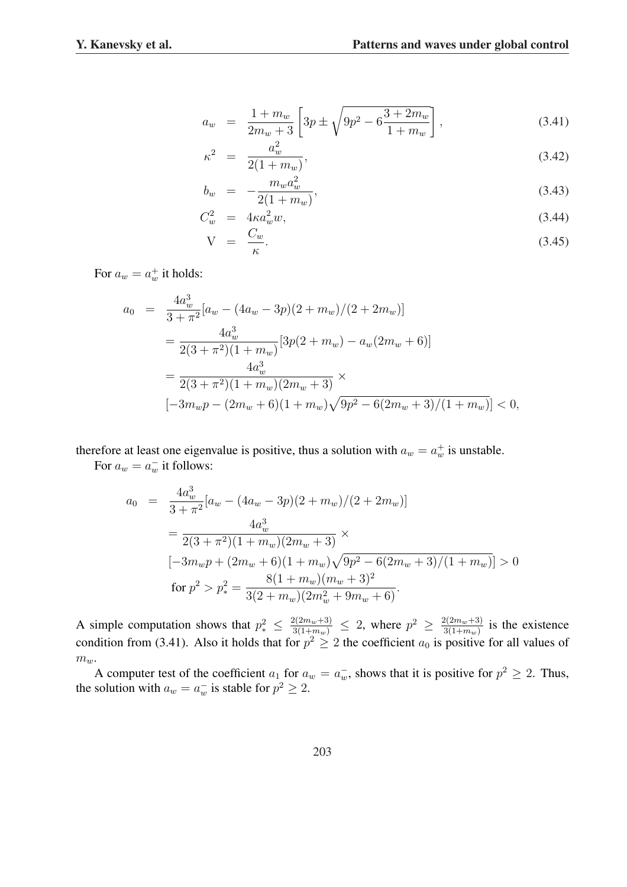$$
\begin{aligned}
a_w &= \frac{1+m_w}{2m_w+3}\left[3p \pm \sqrt{9p^2 - 6\frac{3+2m_w}{1+m_w}}\right], && (3.41)\\
\kappa^2 &= \frac{a_w^2}{2(1+m_w)}, && (3.42)\\
b_w &= -\frac{m_w a_w^2}{2(1+m_w)}, && (3.43)\\
C_w^2 &= 4\kappa a_w^2 w, && (3.44)\\
\mathrm{V} &= \frac{C_w}{\kappa}. && (3.45)
\end{aligned}
$$

For $a_w = a_w^+$ it holds:

$$
\begin{aligned}
a_0 &= \frac{4a_w^3}{3+\pi^2}[a_w - (4a_w - 3p)(2+m_w)/(2+2m_w)] \\
&= \frac{4a_w^3}{2(3+\pi^2)(1+m_w)}[3p(2+m_w) - a_w(2m_w+6)] \\
&= \frac{4a_w^3}{2(3+\pi^2)(1+m_w)(2m_w+3)} \times \\
&\quad [-3m_w p - (2m_w+6)(1+m_w)\sqrt{9p^2 - 6(2m_w+3)/(1+m_w)}] < 0,
\end{aligned}
$$

therefore at least one eigenvalue is positive, thus a solution with $a_w = a_w^+$ is unstable.

For $a_w = a_w^-$ it follows:

$$
\begin{aligned}
a_0 &= \frac{4a_w^3}{3+\pi^2}[a_w - (4a_w - 3p)(2+m_w)/(2+2m_w)] \\
&= \frac{4a_w^3}{2(3+\pi^2)(1+m_w)(2m_w+3)} \times \\
&\quad [-3m_w p + (2m_w+6)(1+m_w)\sqrt{9p^2 - 6(2m_w+3)/(1+m_w)}] > 0 \\
&\quad \text{for } p^2 > p_*^2 = \frac{8(1+m_w)(m_w+3)^2}{3(2+m_w)(2m_w^2+9m_w+6)}.
\end{aligned}
$$

A simple computation shows that $p_*^2 \leq \frac{2(2m_w+3)}{3(1+m_w)} \leq 2$, where $p^2 \geq \frac{2(2m_w+3)}{3(1+m_w)}$ is the existence condition from (3.41). Also it holds that for $p^2 \geq 2$ the coefficient $a_0$ is positive for all values of $m_w$.

A computer test of the coefficient $a_1$ for $a_w = a_w^-$, shows that it is positive for $p^2 \geq 2$. Thus, the solution with $a_w = a_w^-$ is stable for $p^2 \geq 2$.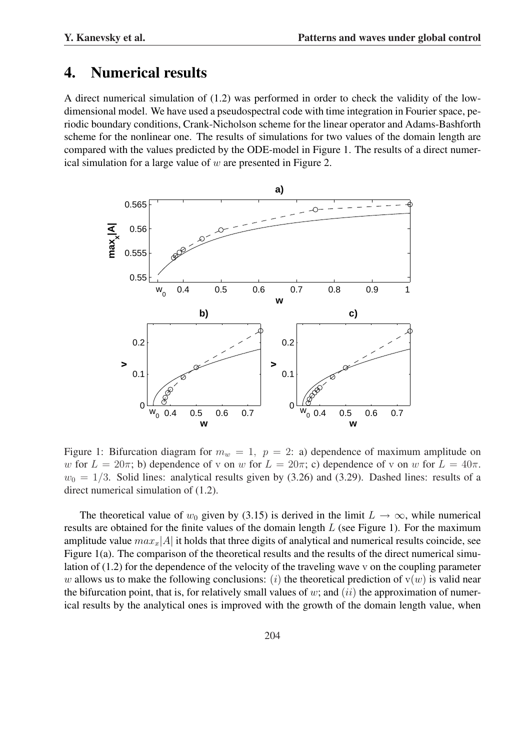## 4. Numerical results

A direct numerical simulation of (1.2) was performed in order to check the validity of the low-dimensional model. We have used a pseudospectral code with time integration in Fourier space, periodic boundary conditions, Crank-Nicholson scheme for the linear operator and Adams-Bashforth scheme for the nonlinear one. The results of simulations for two values of the domain length are compared with the values predicted by the ODE-model in Figure 1. The results of a direct numerical simulation for a large value of $w$ are presented in Figure 2.

Figure 1: Bifurcation diagram for $m_w = 1,\ p = 2$: a) dependence of maximum amplitude on $w$ for $L = 20\pi$; b) dependence of v on $w$ for $L = 20\pi$; c) dependence of v on $w$ for $L = 40\pi$. $w_0 = 1/3$. Solid lines: analytical results given by (3.26) and (3.29). Dashed lines: results of a direct numerical simulation of (1.2).

The theoretical value of $w_0$ given by (3.15) is derived in the limit $L \to \infty$, while numerical results are obtained for the finite values of the domain length $L$ (see Figure 1). For the maximum amplitude value $max_x|A|$ it holds that three digits of analytical and numerical results coincide, see Figure 1(a). The comparison of the theoretical results and the results of the direct numerical simulation of (1.2) for the dependence of the velocity of the traveling wave v on the coupling parameter $w$ allows us to make the following conclusions: $(i)$ the theoretical prediction of $\mathrm{v}(w)$ is valid near the bifurcation point, that is, for relatively small values of $w$; and $(ii)$ the approximation of numerical results by the analytical ones is improved with the growth of the domain length value, when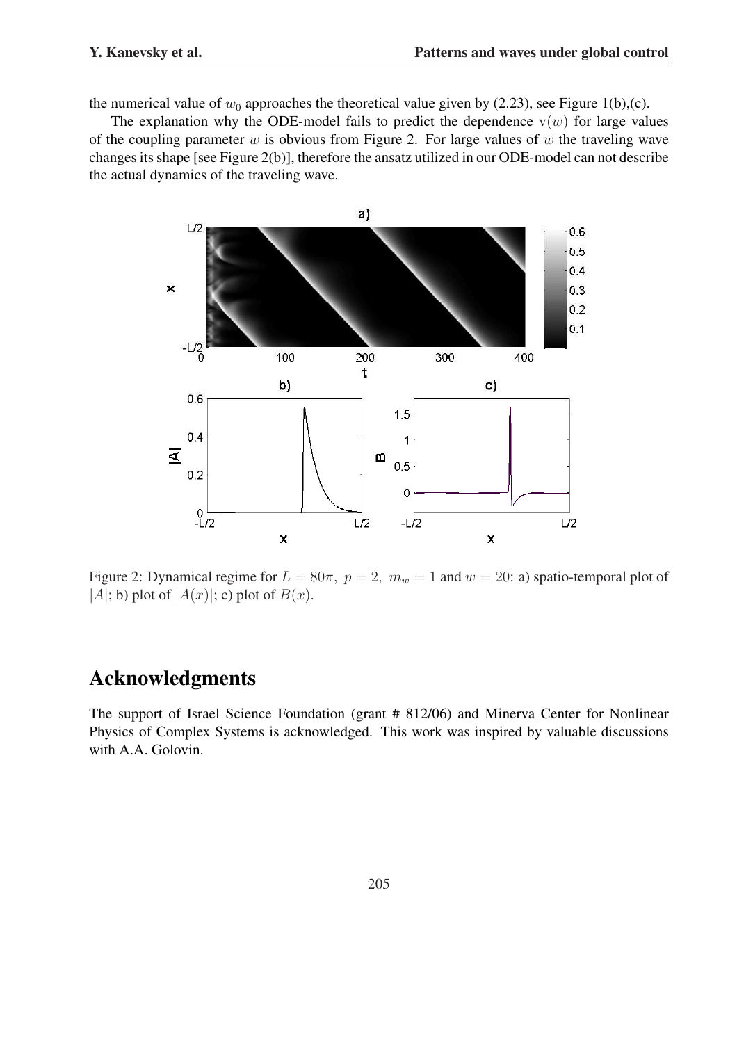the numerical value of $w_0$ approaches the theoretical value given by (2.23), see Figure 1(b),(c).

The explanation why the ODE-model fails to predict the dependence $\mathrm{v}(w)$ for large values of the coupling parameter $w$ is obvious from Figure 2. For large values of $w$ the traveling wave changes its shape [see Figure 2(b)], therefore the ansatz utilized in our ODE-model can not describe the actual dynamics of the traveling wave.

Figure 2: Dynamical regime for $L = 80\pi,\ p = 2,\ m_w = 1$ and $w = 20$: a) spatio-temporal plot of $|A|$; b) plot of $|A(x)|$; c) plot of $B(x)$.

## Acknowledgments

The support of Israel Science Foundation (grant # 812/06) and Minerva Center for Nonlinear Physics of Complex Systems is acknowledged. This work was inspired by valuable discussions with A.A. Golovin.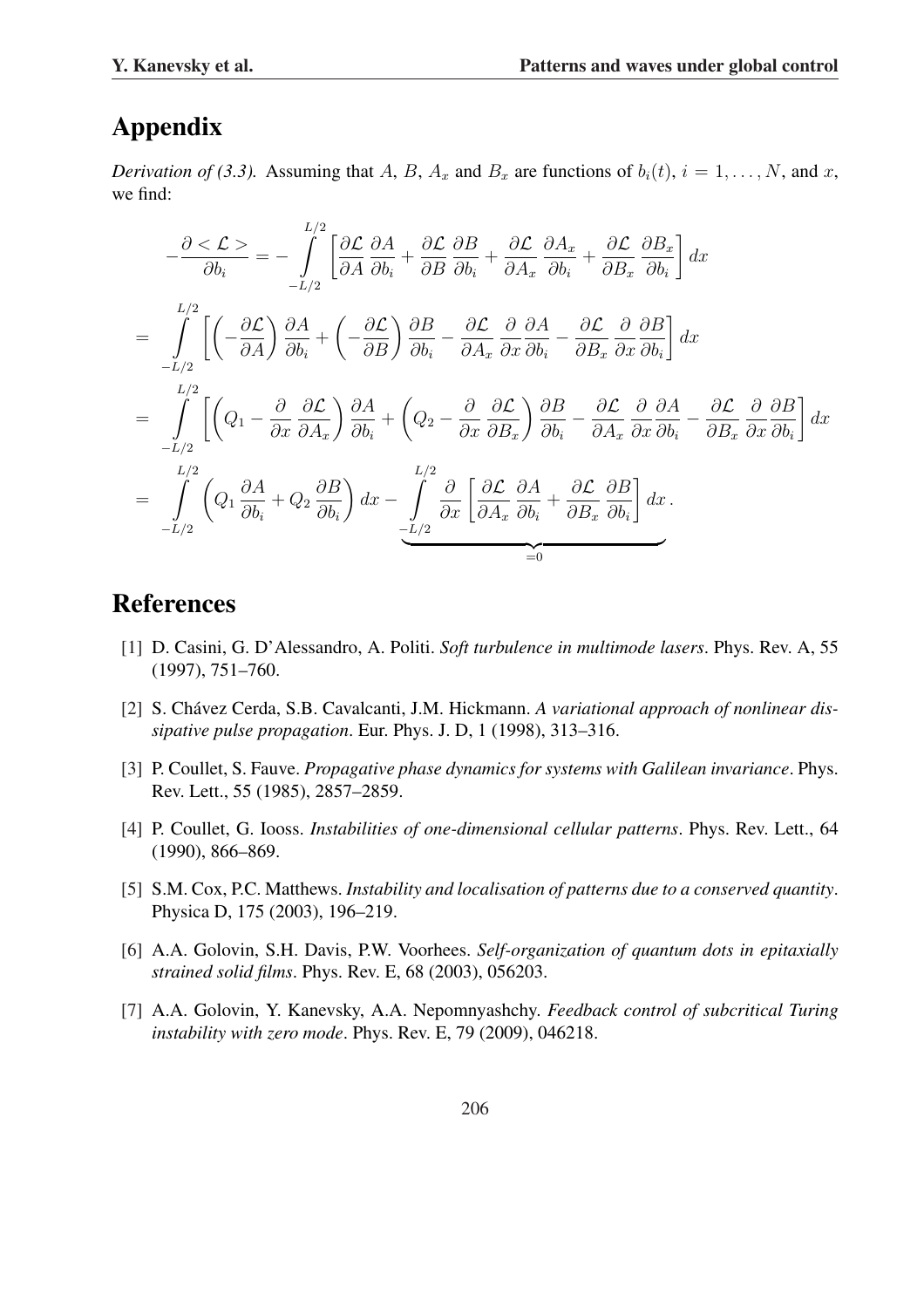# Appendix

*Derivation of (3.3).* Assuming that $A$, $B$, $A_x$ and $B_x$ are functions of $b_i(t)$, $i = 1, \ldots, N$, and $x$, we find:

$$
\begin{aligned}
&-\frac{\partial < \mathcal{L} >}{\partial b_i} = -\int\limits_{-L/2}^{L/2} \left[ \frac{\partial \mathcal{L}}{\partial A} \frac{\partial A}{\partial b_i} + \frac{\partial \mathcal{L}}{\partial B} \frac{\partial B}{\partial b_i} + \frac{\partial \mathcal{L}}{\partial A_x} \frac{\partial A_x}{\partial b_i} + \frac{\partial \mathcal{L}}{\partial B_x} \frac{\partial B_x}{\partial b_i} \right] dx \\
&= \int\limits_{-L/2}^{L/2} \left[ \left( -\frac{\partial \mathcal{L}}{\partial A} \right) \frac{\partial A}{\partial b_i} + \left( -\frac{\partial \mathcal{L}}{\partial B} \right) \frac{\partial B}{\partial b_i} - \frac{\partial \mathcal{L}}{\partial A_x} \frac{\partial}{\partial x} \frac{\partial A}{\partial b_i} - \frac{\partial \mathcal{L}}{\partial B_x} \frac{\partial}{\partial x} \frac{\partial B}{\partial b_i} \right] dx \\
&= \int\limits_{-L/2}^{L/2} \left[ \left( Q_1 - \frac{\partial}{\partial x} \frac{\partial \mathcal{L}}{\partial A_x} \right) \frac{\partial A}{\partial b_i} + \left( Q_2 - \frac{\partial}{\partial x} \frac{\partial \mathcal{L}}{\partial B_x} \right) \frac{\partial B}{\partial b_i} - \frac{\partial \mathcal{L}}{\partial A_x} \frac{\partial}{\partial x} \frac{\partial A}{\partial b_i} - \frac{\partial \mathcal{L}}{\partial B_x} \frac{\partial}{\partial x} \frac{\partial B}{\partial b_i} \right] dx \\
&= \int\limits_{-L/2}^{L/2} \left( Q_1 \frac{\partial A}{\partial b_i} + Q_2 \frac{\partial B}{\partial b_i} \right) dx - \underbrace{\int\limits_{-L/2}^{L/2} \frac{\partial}{\partial x} \left[ \frac{\partial \mathcal{L}}{\partial A_x} \frac{\partial A}{\partial b_i} + \frac{\partial \mathcal{L}}{\partial B_x} \frac{\partial B}{\partial b_i} \right] dx}_{=0} .
\end{aligned}
$$

# References

[1] D. Casini, G. D'Alessandro, A. Politi. *Soft turbulence in multimode lasers*. Phys. Rev. A, 55 (1997), 751–760.

[2] S. Chávez Cerda, S.B. Cavalcanti, J.M. Hickmann. *A variational approach of nonlinear dissipative pulse propagation*. Eur. Phys. J. D, 1 (1998), 313–316.

[3] P. Coullet, S. Fauve. *Propagative phase dynamics for systems with Galilean invariance*. Phys. Rev. Lett., 55 (1985), 2857–2859.

[4] P. Coullet, G. Iooss. *Instabilities of one-dimensional cellular patterns*. Phys. Rev. Lett., 64 (1990), 866–869.

[5] S.M. Cox, P.C. Matthews. *Instability and localisation of patterns due to a conserved quantity*. Physica D, 175 (2003), 196–219.

[6] A.A. Golovin, S.H. Davis, P.W. Voorhees. *Self-organization of quantum dots in epitaxially strained solid films*. Phys. Rev. E, 68 (2003), 056203.

[7] A.A. Golovin, Y. Kanevsky, A.A. Nepomnyashchy. *Feedback control of subcritical Turing instability with zero mode*. Phys. Rev. E, 79 (2009), 046218.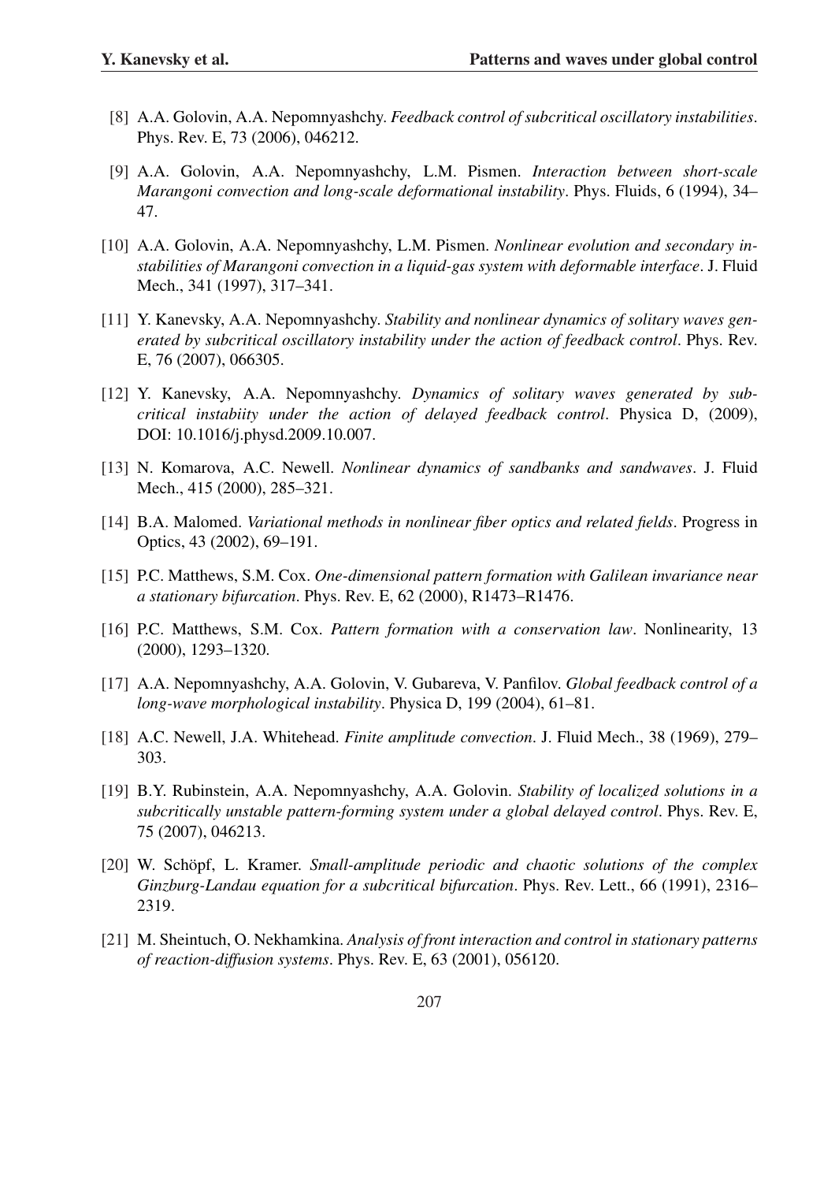[8] A.A. Golovin, A.A. Nepomnyashchy. *Feedback control of subcritical oscillatory instabilities*. Phys. Rev. E, 73 (2006), 046212.

[9] A.A. Golovin, A.A. Nepomnyashchy, L.M. Pismen. *Interaction between short-scale Marangoni convection and long-scale deformational instability*. Phys. Fluids, 6 (1994), 34–47.

[10] A.A. Golovin, A.A. Nepomnyashchy, L.M. Pismen. *Nonlinear evolution and secondary instabilities of Marangoni convection in a liquid-gas system with deformable interface*. J. Fluid Mech., 341 (1997), 317–341.

[11] Y. Kanevsky, A.A. Nepomnyashchy. *Stability and nonlinear dynamics of solitary waves generated by subcritical oscillatory instability under the action of feedback control*. Phys. Rev. E, 76 (2007), 066305.

[12] Y. Kanevsky, A.A. Nepomnyashchy. *Dynamics of solitary waves generated by subcritical instabiity under the action of delayed feedback control*. Physica D, (2009), DOI: 10.1016/j.physd.2009.10.007.

[13] N. Komarova, A.C. Newell. *Nonlinear dynamics of sandbanks and sandwaves*. J. Fluid Mech., 415 (2000), 285–321.

[14] B.A. Malomed. *Variational methods in nonlinear fiber optics and related fields*. Progress in Optics, 43 (2002), 69–191.

[15] P.C. Matthews, S.M. Cox. *One-dimensional pattern formation with Galilean invariance near a stationary bifurcation*. Phys. Rev. E, 62 (2000), R1473–R1476.

[16] P.C. Matthews, S.M. Cox. *Pattern formation with a conservation law*. Nonlinearity, 13 (2000), 1293–1320.

[17] A.A. Nepomnyashchy, A.A. Golovin, V. Gubareva, V. Panfilov. *Global feedback control of a long-wave morphological instability*. Physica D, 199 (2004), 61–81.

[18] A.C. Newell, J.A. Whitehead. *Finite amplitude convection*. J. Fluid Mech., 38 (1969), 279–303.

[19] B.Y. Rubinstein, A.A. Nepomnyashchy, A.A. Golovin. *Stability of localized solutions in a subcritically unstable pattern-forming system under a global delayed control*. Phys. Rev. E, 75 (2007), 046213.

[20] W. Schöpf, L. Kramer. *Small-amplitude periodic and chaotic solutions of the complex Ginzburg-Landau equation for a subcritical bifurcation*. Phys. Rev. Lett., 66 (1991), 2316–2319.

[21] M. Sheintuch, O. Nekhamkina. *Analysis of front interaction and control in stationary patterns of reaction-diffusion systems*. Phys. Rev. E, 63 (2001), 056120.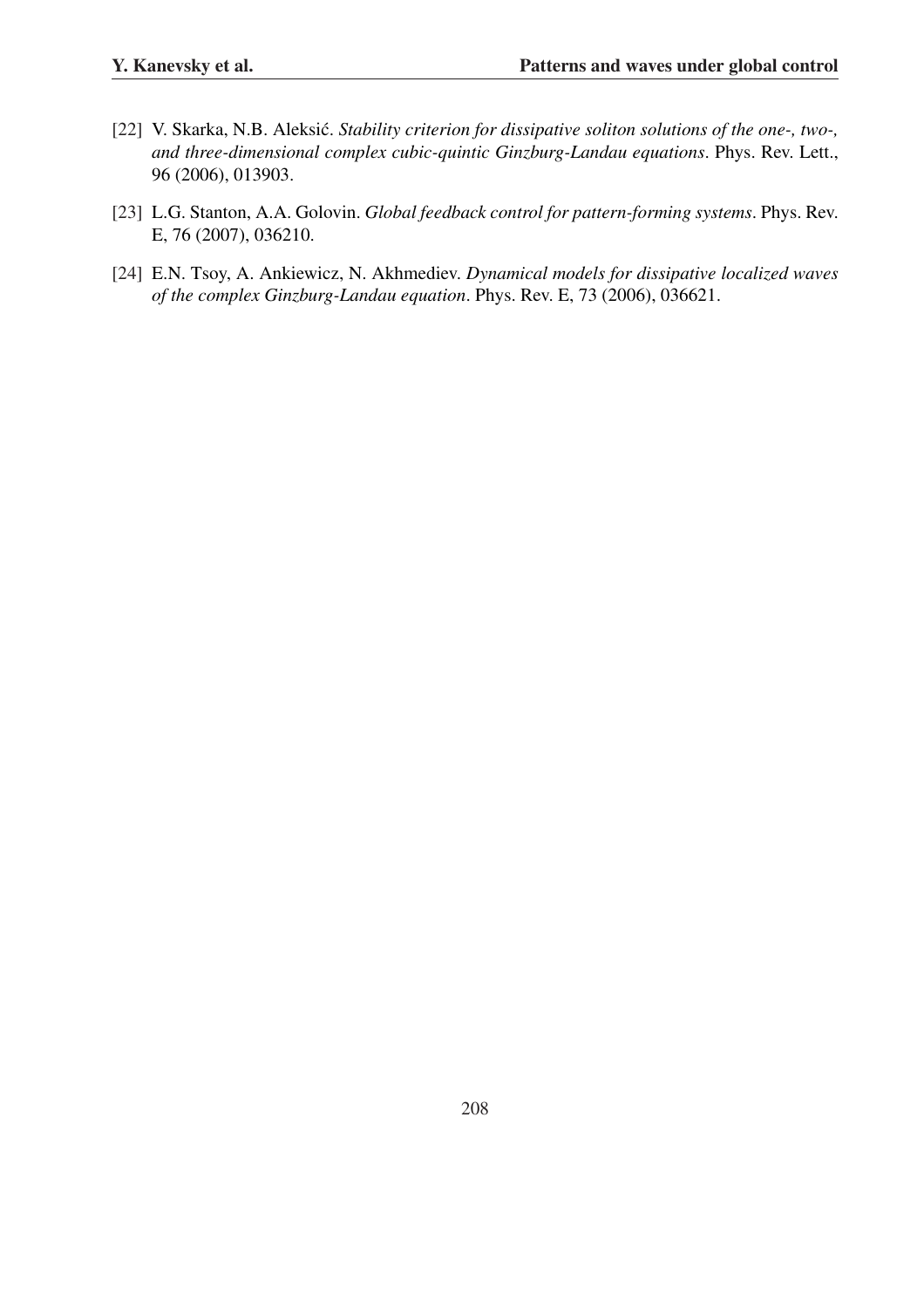[22] V. Skarka, N.B. Aleksić. *Stability criterion for dissipative soliton solutions of the one-, two-, and three-dimensional complex cubic-quintic Ginzburg-Landau equations*. Phys. Rev. Lett., 96 (2006), 013903.

[23] L.G. Stanton, A.A. Golovin. *Global feedback control for pattern-forming systems*. Phys. Rev. E, 76 (2007), 036210.

[24] E.N. Tsoy, A. Ankiewicz, N. Akhmediev. *Dynamical models for dissipative localized waves of the complex Ginzburg-Landau equation*. Phys. Rev. E, 73 (2006), 036621.